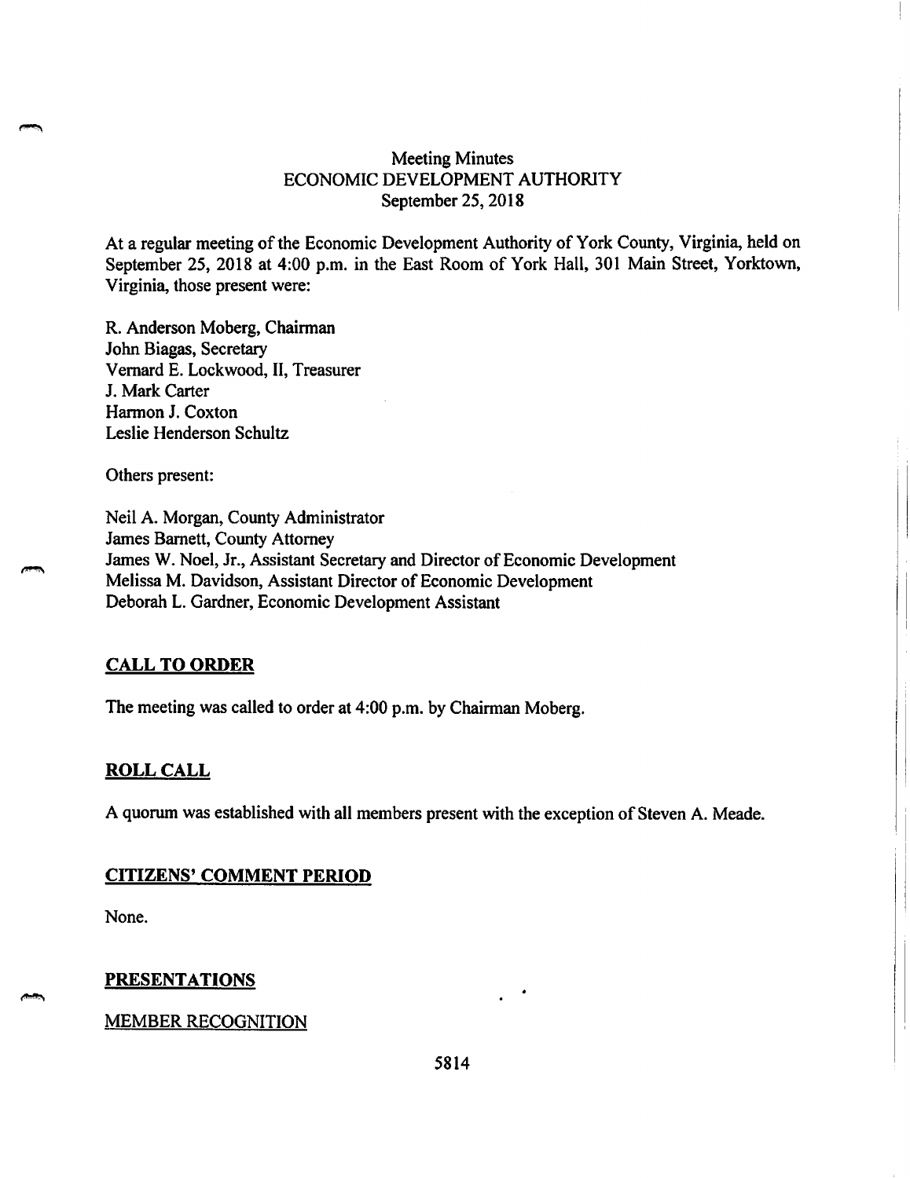# Meeting Minutes
## ECONOMIC DEVELOPMENT AUTHORITY
### September 25, 2018

At a regular meeting of the Economic Development Authority of York County, Virginia, held on September 25, 2018 at 4:00 p.m. in the East Room of York Hall, 301 Main Street, Yorktown, Virginia, those present were:

R. Anderson Moberg, Chairman
John Biagas, Secretary
Vernard E. Lockwood, II, Treasurer
J. Mark Carter
Harmon J. Coxton
Leslie Henderson Schultz

Others present:

Neil A. Morgan, County Administrator
James Barnett, County Attorney
James W. Noel, Jr., Assistant Secretary and Director of Economic Development
Melissa M. Davidson, Assistant Director of Economic Development
Deborah L. Gardner, Economic Development Assistant

## CALL TO ORDER

The meeting was called to order at 4:00 p.m. by Chairman Moberg.

## ROLL CALL

A quorum was established with all members present with the exception of Steven A. Meade.

## CITIZENS' COMMENT PERIOD

None.

## PRESENTATIONS

### MEMBER RECOGNITION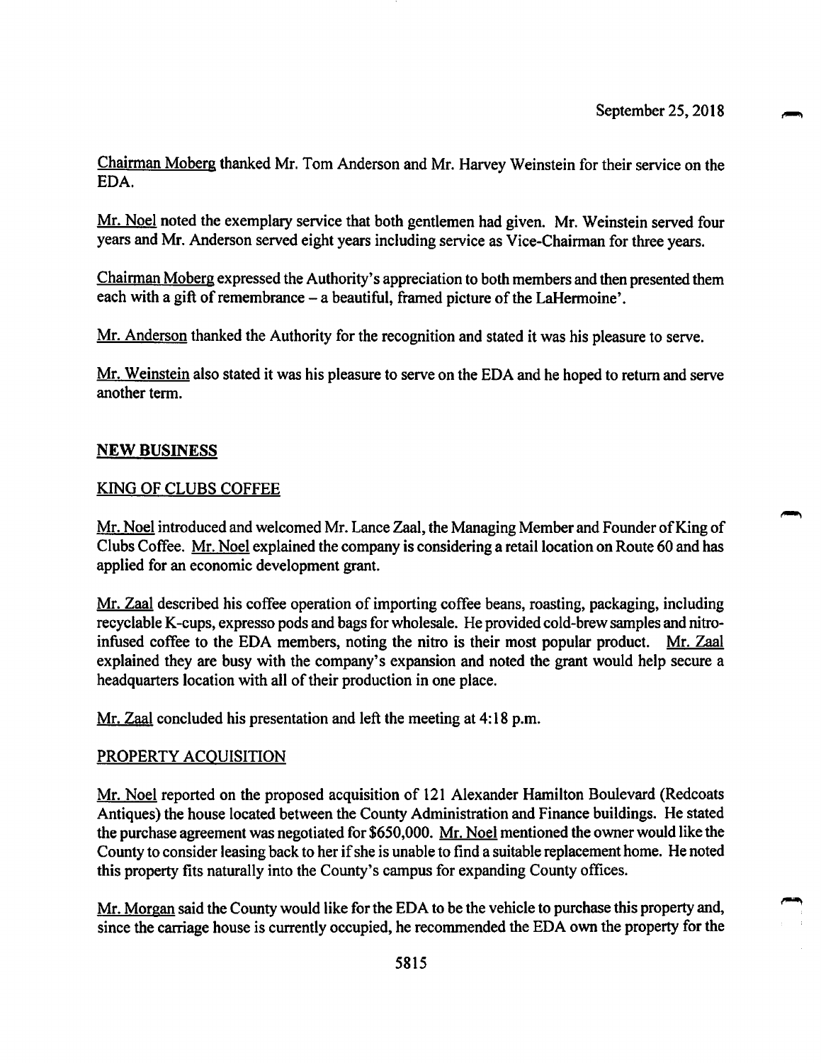September 25, 2018

Chairman Moberg thanked Mr. Tom Anderson and Mr. Harvey Weinstein for their service on the EDA.

Mr. Noel noted the exemplary service that both gentlemen had given. Mr. Weinstein served four years and Mr. Anderson served eight years including service as Vice-Chairman for three years.

Chairman Moberg expressed the Authority's appreciation to both members and then presented them each with a gift of remembrance – a beautiful, framed picture of the LaHermoine'.

Mr. Anderson thanked the Authority for the recognition and stated it was his pleasure to serve.

Mr. Weinstein also stated it was his pleasure to serve on the EDA and he hoped to return and serve another term.

## NEW BUSINESS

### KING OF CLUBS COFFEE

Mr. Noel introduced and welcomed Mr. Lance Zaal, the Managing Member and Founder of King of Clubs Coffee. Mr. Noel explained the company is considering a retail location on Route 60 and has applied for an economic development grant.

Mr. Zaal described his coffee operation of importing coffee beans, roasting, packaging, including recyclable K-cups, expresso pods and bags for wholesale. He provided cold-brew samples and nitro-infused coffee to the EDA members, noting the nitro is their most popular product. Mr. Zaal explained they are busy with the company's expansion and noted the grant would help secure a headquarters location with all of their production in one place.

Mr. Zaal concluded his presentation and left the meeting at 4:18 p.m.

### PROPERTY ACQUISITION

Mr. Noel reported on the proposed acquisition of 121 Alexander Hamilton Boulevard (Redcoats Antiques) the house located between the County Administration and Finance buildings. He stated the purchase agreement was negotiated for $650,000. Mr. Noel mentioned the owner would like the County to consider leasing back to her if she is unable to find a suitable replacement home. He noted this property fits naturally into the County's campus for expanding County offices.

Mr. Morgan said the County would like for the EDA to be the vehicle to purchase this property and, since the carriage house is currently occupied, he recommended the EDA own the property for the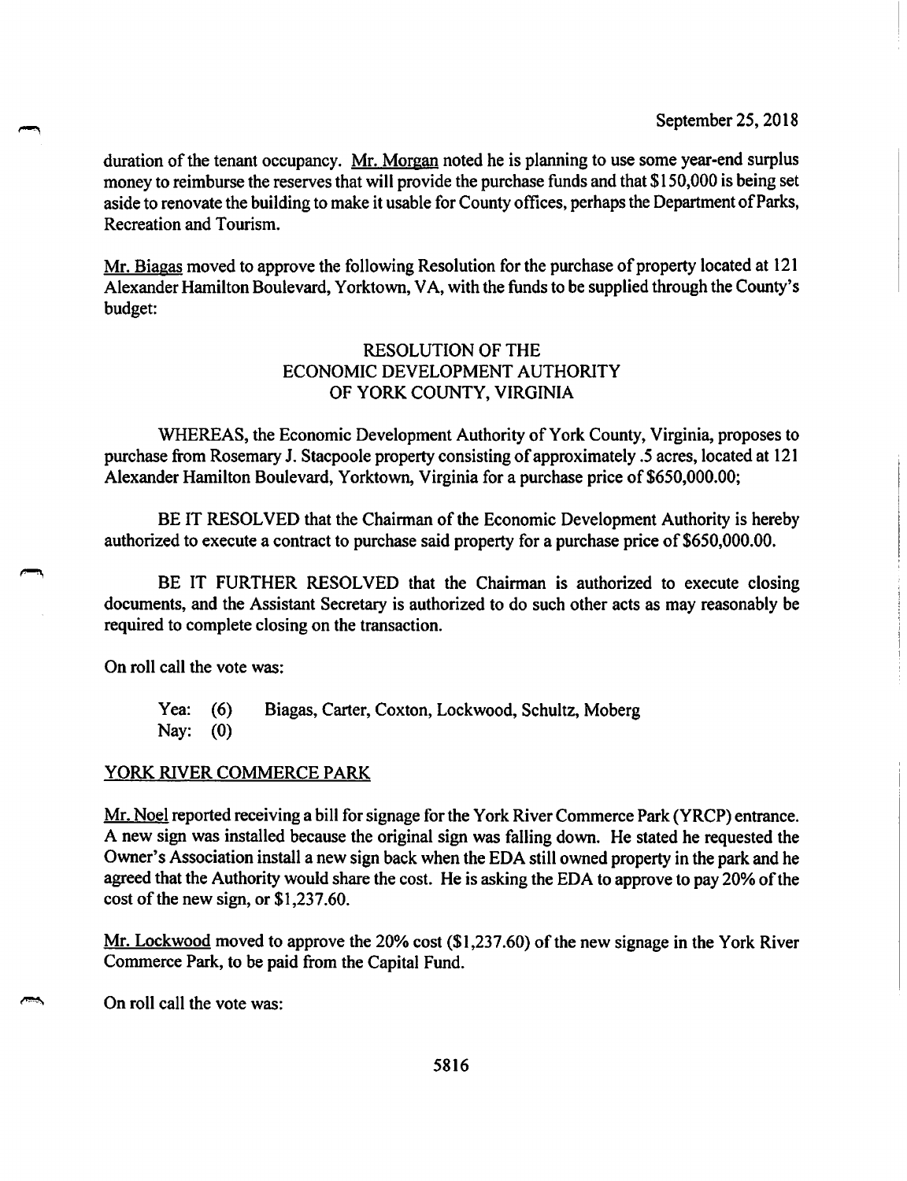duration of the tenant occupancy. Mr. Morgan noted he is planning to use some year-end surplus money to reimburse the reserves that will provide the purchase funds and that $150,000 is being set aside to renovate the building to make it usable for County offices, perhaps the Department of Parks, Recreation and Tourism.

Mr. Biagas moved to approve the following Resolution for the purchase of property located at 121 Alexander Hamilton Boulevard, Yorktown, VA, with the funds to be supplied through the County's budget:

RESOLUTION OF THE
ECONOMIC DEVELOPMENT AUTHORITY
OF YORK COUNTY, VIRGINIA

WHEREAS, the Economic Development Authority of York County, Virginia, proposes to purchase from Rosemary J. Stacpoole property consisting of approximately .5 acres, located at 121 Alexander Hamilton Boulevard, Yorktown, Virginia for a purchase price of $650,000.00;

BE IT RESOLVED that the Chairman of the Economic Development Authority is hereby authorized to execute a contract to purchase said property for a purchase price of $650,000.00.

BE IT FURTHER RESOLVED that the Chairman is authorized to execute closing documents, and the Assistant Secretary is authorized to do such other acts as may reasonably be required to complete closing on the transaction.

On roll call the vote was:

Yea: (6) Biagas, Carter, Coxton, Lockwood, Schultz, Moberg
Nay: (0)

## YORK RIVER COMMERCE PARK

Mr. Noel reported receiving a bill for signage for the York River Commerce Park (YRCP) entrance. A new sign was installed because the original sign was falling down. He stated he requested the Owner's Association install a new sign back when the EDA still owned property in the park and he agreed that the Authority would share the cost. He is asking the EDA to approve to pay 20% of the cost of the new sign, or $1,237.60.

Mr. Lockwood moved to approve the 20% cost ($1,237.60) of the new signage in the York River Commerce Park, to be paid from the Capital Fund.

On roll call the vote was: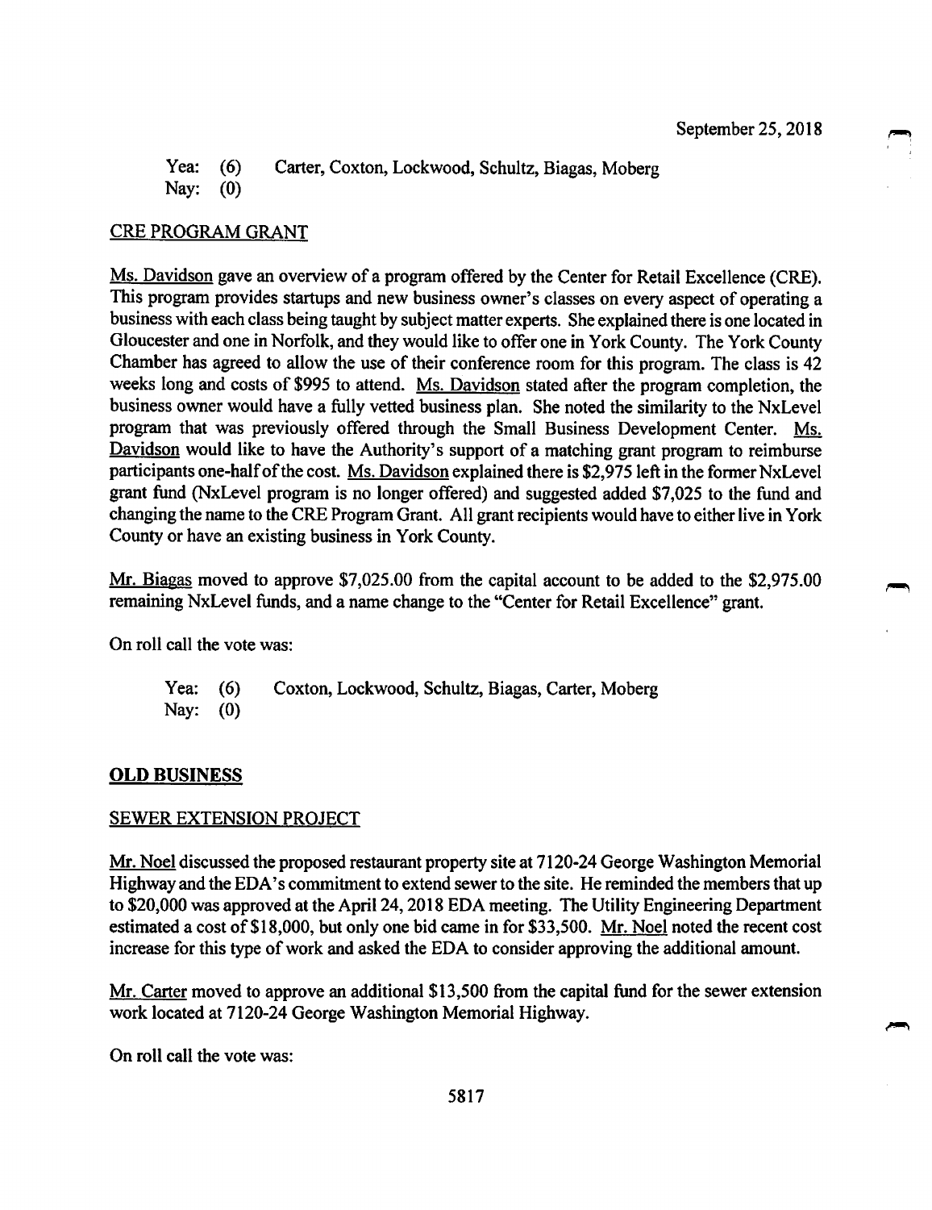Yea: (6) Carter, Coxton, Lockwood, Schultz, Biagas, Moberg
Nay: (0)

CRE PROGRAM GRANT

Ms. Davidson gave an overview of a program offered by the Center for Retail Excellence (CRE). This program provides startups and new business owner's classes on every aspect of operating a business with each class being taught by subject matter experts. She explained there is one located in Gloucester and one in Norfolk, and they would like to offer one in York County. The York County Chamber has agreed to allow the use of their conference room for this program. The class is 42 weeks long and costs of $995 to attend. Ms. Davidson stated after the program completion, the business owner would have a fully vetted business plan. She noted the similarity to the NxLevel program that was previously offered through the Small Business Development Center. Ms. Davidson would like to have the Authority's support of a matching grant program to reimburse participants one-half of the cost. Ms. Davidson explained there is $2,975 left in the former NxLevel grant fund (NxLevel program is no longer offered) and suggested added $7,025 to the fund and changing the name to the CRE Program Grant. All grant recipients would have to either live in York County or have an existing business in York County.

Mr. Biagas moved to approve $7,025.00 from the capital account to be added to the $2,975.00 remaining NxLevel funds, and a name change to the "Center for Retail Excellence" grant.

On roll call the vote was:

Yea: (6) Coxton, Lockwood, Schultz, Biagas, Carter, Moberg
Nay: (0)

## OLD BUSINESS

SEWER EXTENSION PROJECT

Mr. Noel discussed the proposed restaurant property site at 7120-24 George Washington Memorial Highway and the EDA's commitment to extend sewer to the site. He reminded the members that up to $20,000 was approved at the April 24, 2018 EDA meeting. The Utility Engineering Department estimated a cost of $18,000, but only one bid came in for $33,500. Mr. Noel noted the recent cost increase for this type of work and asked the EDA to consider approving the additional amount.

Mr. Carter moved to approve an additional $13,500 from the capital fund for the sewer extension work located at 7120-24 George Washington Memorial Highway.

On roll call the vote was: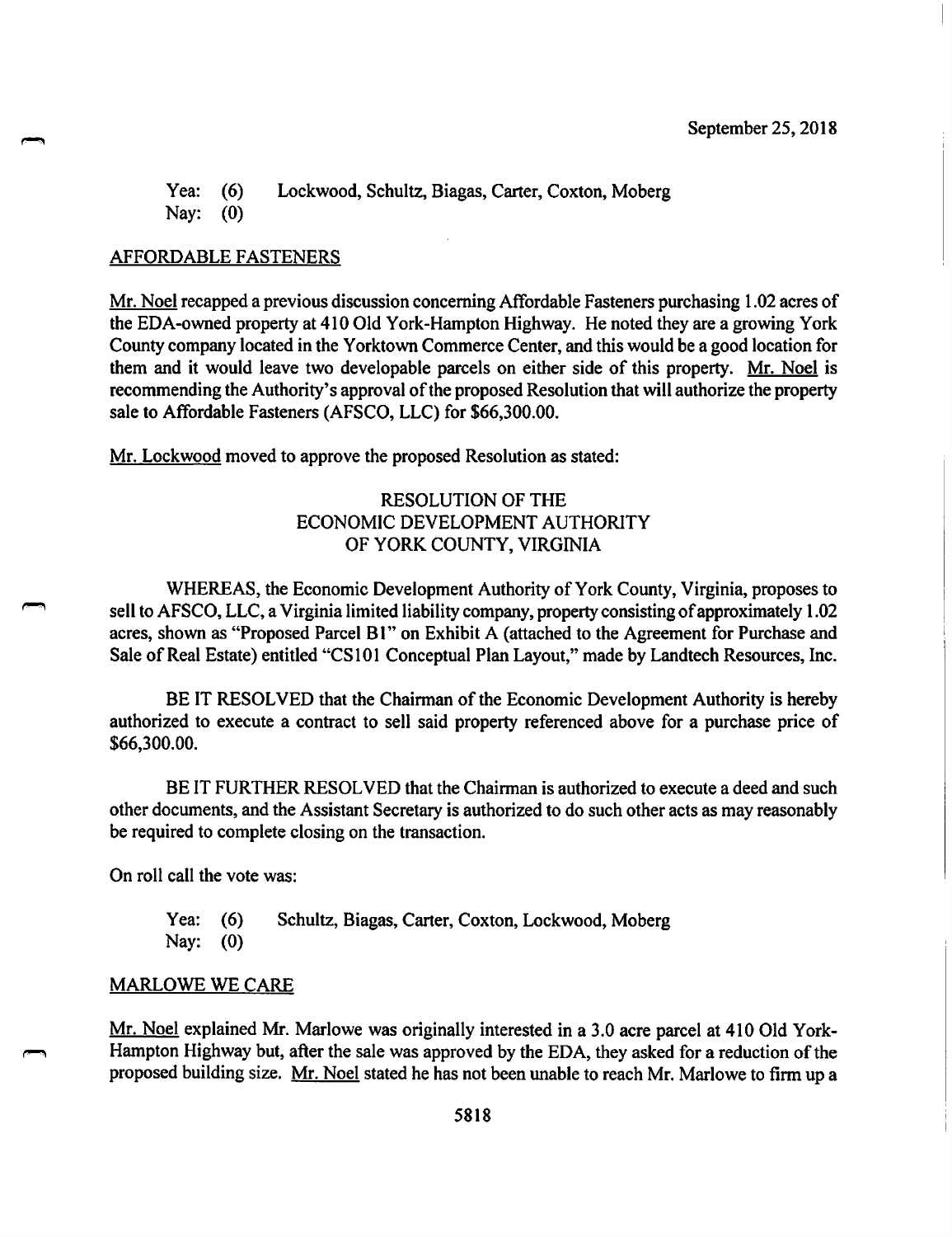September 25, 2018

Yea: (6) Lockwood, Schultz, Biagas, Carter, Coxton, Moberg
Nay: (0)

AFFORDABLE FASTENERS

Mr. Noel recapped a previous discussion concerning Affordable Fasteners purchasing 1.02 acres of the EDA-owned property at 410 Old York-Hampton Highway. He noted they are a growing York County company located in the Yorktown Commerce Center, and this would be a good location for them and it would leave two developable parcels on either side of this property. Mr. Noel is recommending the Authority's approval of the proposed Resolution that will authorize the property sale to Affordable Fasteners (AFSCO, LLC) for $66,300.00.

Mr. Lockwood moved to approve the proposed Resolution as stated:

RESOLUTION OF THE
ECONOMIC DEVELOPMENT AUTHORITY
OF YORK COUNTY, VIRGINIA

WHEREAS, the Economic Development Authority of York County, Virginia, proposes to sell to AFSCO, LLC, a Virginia limited liability company, property consisting of approximately 1.02 acres, shown as "Proposed Parcel B1" on Exhibit A (attached to the Agreement for Purchase and Sale of Real Estate) entitled "CS101 Conceptual Plan Layout," made by Landtech Resources, Inc.

BE IT RESOLVED that the Chairman of the Economic Development Authority is hereby authorized to execute a contract to sell said property referenced above for a purchase price of $66,300.00.

BE IT FURTHER RESOLVED that the Chairman is authorized to execute a deed and such other documents, and the Assistant Secretary is authorized to do such other acts as may reasonably be required to complete closing on the transaction.

On roll call the vote was:

Yea: (6) Schultz, Biagas, Carter, Coxton, Lockwood, Moberg
Nay: (0)

MARLOWE WE CARE

Mr. Noel explained Mr. Marlowe was originally interested in a 3.0 acre parcel at 410 Old York-Hampton Highway but, after the sale was approved by the EDA, they asked for a reduction of the proposed building size. Mr. Noel stated he has not been unable to reach Mr. Marlowe to firm up a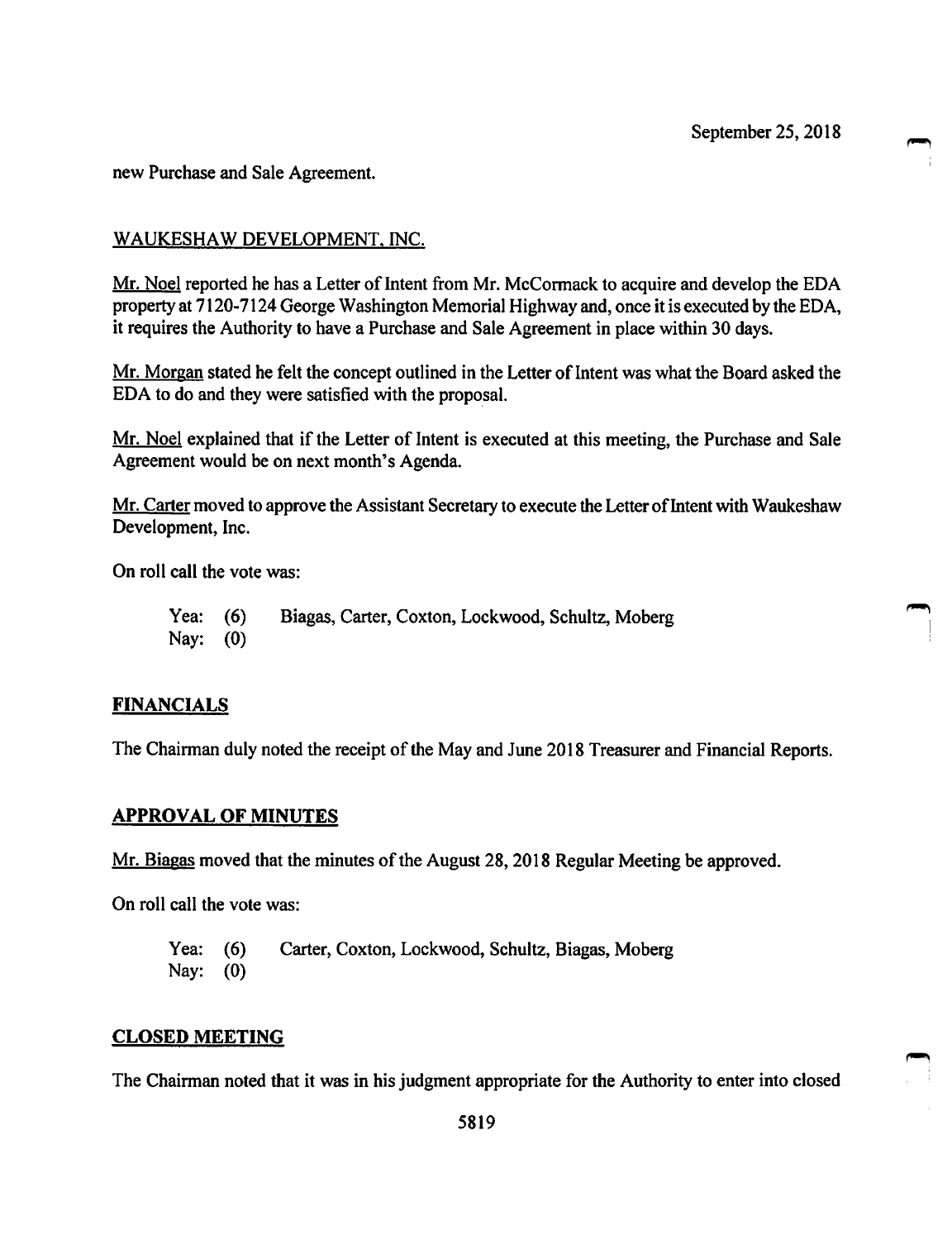new Purchase and Sale Agreement.

WAUKESHAW DEVELOPMENT, INC.

Mr. Noel reported he has a Letter of Intent from Mr. McCormack to acquire and develop the EDA property at 7120-7124 George Washington Memorial Highway and, once it is executed by the EDA, it requires the Authority to have a Purchase and Sale Agreement in place within 30 days.

Mr. Morgan stated he felt the concept outlined in the Letter of Intent was what the Board asked the EDA to do and they were satisfied with the proposal.

Mr. Noel explained that if the Letter of Intent is executed at this meeting, the Purchase and Sale Agreement would be on next month's Agenda.

Mr. Carter moved to approve the Assistant Secretary to execute the Letter of Intent with Waukeshaw Development, Inc.

On roll call the vote was:

Yea: (6) Biagas, Carter, Coxton, Lockwood, Schultz, Moberg
Nay: (0)

## FINANCIALS

The Chairman duly noted the receipt of the May and June 2018 Treasurer and Financial Reports.

## APPROVAL OF MINUTES

Mr. Biagas moved that the minutes of the August 28, 2018 Regular Meeting be approved.

On roll call the vote was:

Yea: (6) Carter, Coxton, Lockwood, Schultz, Biagas, Moberg
Nay: (0)

## CLOSED MEETING

The Chairman noted that it was in his judgment appropriate for the Authority to enter into closed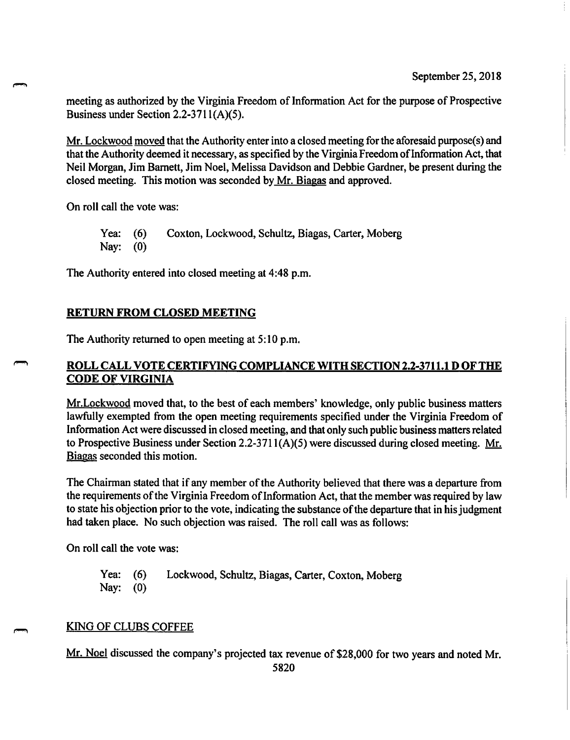meeting as authorized by the Virginia Freedom of Information Act for the purpose of Prospective Business under Section 2.2-3711(A)(5).

Mr. Lockwood moved that the Authority enter into a closed meeting for the aforesaid purpose(s) and that the Authority deemed it necessary, as specified by the Virginia Freedom of Information Act, that Neil Morgan, Jim Barnett, Jim Noel, Melissa Davidson and Debbie Gardner, be present during the closed meeting. This motion was seconded by Mr. Biagas and approved.

On roll call the vote was:

Yea: (6) Coxton, Lockwood, Schultz, Biagas, Carter, Moberg
Nay: (0)

The Authority entered into closed meeting at 4:48 p.m.

## RETURN FROM CLOSED MEETING

The Authority returned to open meeting at 5:10 p.m.

## ROLL CALL VOTE CERTIFYING COMPLIANCE WITH SECTION 2.2-3711.1 D OF THE CODE OF VIRGINIA

Mr.Lockwood moved that, to the best of each members' knowledge, only public business matters lawfully exempted from the open meeting requirements specified under the Virginia Freedom of Information Act were discussed in closed meeting, and that only such public business matters related to Prospective Business under Section 2.2-3711(A)(5) were discussed during closed meeting. Mr. Biagas seconded this motion.

The Chairman stated that if any member of the Authority believed that there was a departure from the requirements of the Virginia Freedom of Information Act, that the member was required by law to state his objection prior to the vote, indicating the substance of the departure that in his judgment had taken place. No such objection was raised. The roll call was as follows:

On roll call the vote was:

Yea: (6) Lockwood, Schultz, Biagas, Carter, Coxton, Moberg
Nay: (0)

## KING OF CLUBS COFFEE

Mr. Noel discussed the company's projected tax revenue of $28,000 for two years and noted Mr.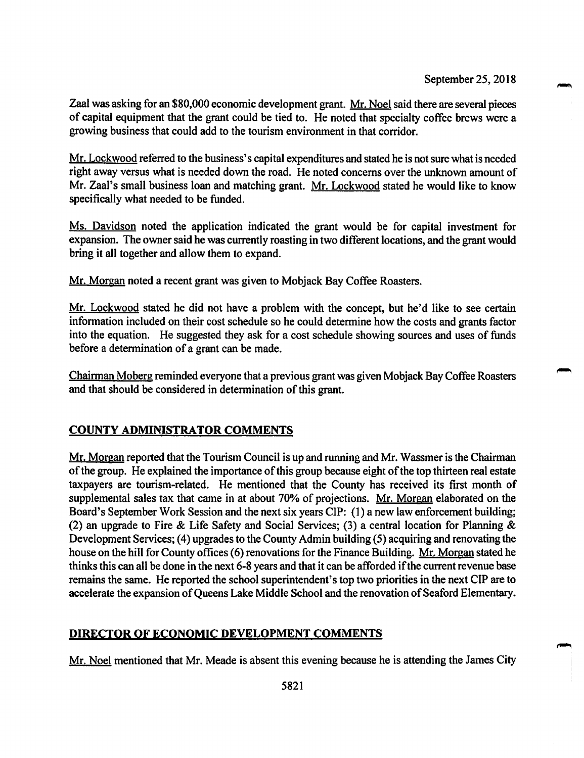Zaal was asking for an $80,000 economic development grant. Mr. Noel said there are several pieces of capital equipment that the grant could be tied to. He noted that specialty coffee brews were a growing business that could add to the tourism environment in that corridor.

Mr. Lockwood referred to the business's capital expenditures and stated he is not sure what is needed right away versus what is needed down the road. He noted concerns over the unknown amount of Mr. Zaal's small business loan and matching grant. Mr. Lockwood stated he would like to know specifically what needed to be funded.

Ms. Davidson noted the application indicated the grant would be for capital investment for expansion. The owner said he was currently roasting in two different locations, and the grant would bring it all together and allow them to expand.

Mr. Morgan noted a recent grant was given to Mobjack Bay Coffee Roasters.

Mr. Lockwood stated he did not have a problem with the concept, but he'd like to see certain information included on their cost schedule so he could determine how the costs and grants factor into the equation. He suggested they ask for a cost schedule showing sources and uses of funds before a determination of a grant can be made.

Chairman Moberg reminded everyone that a previous grant was given Mobjack Bay Coffee Roasters and that should be considered in determination of this grant.

## COUNTY ADMINISTRATOR COMMENTS

Mr. Morgan reported that the Tourism Council is up and running and Mr. Wassmer is the Chairman of the group. He explained the importance of this group because eight of the top thirteen real estate taxpayers are tourism-related. He mentioned that the County has received its first month of supplemental sales tax that came in at about 70% of projections. Mr. Morgan elaborated on the Board's September Work Session and the next six years CIP: (1) a new law enforcement building; (2) an upgrade to Fire & Life Safety and Social Services; (3) a central location for Planning & Development Services; (4) upgrades to the County Admin building (5) acquiring and renovating the house on the hill for County offices (6) renovations for the Finance Building. Mr. Morgan stated he thinks this can all be done in the next 6-8 years and that it can be afforded if the current revenue base remains the same. He reported the school superintendent's top two priorities in the next CIP are to accelerate the expansion of Queens Lake Middle School and the renovation of Seaford Elementary.

## DIRECTOR OF ECONOMIC DEVELOPMENT COMMENTS

Mr. Noel mentioned that Mr. Meade is absent this evening because he is attending the James City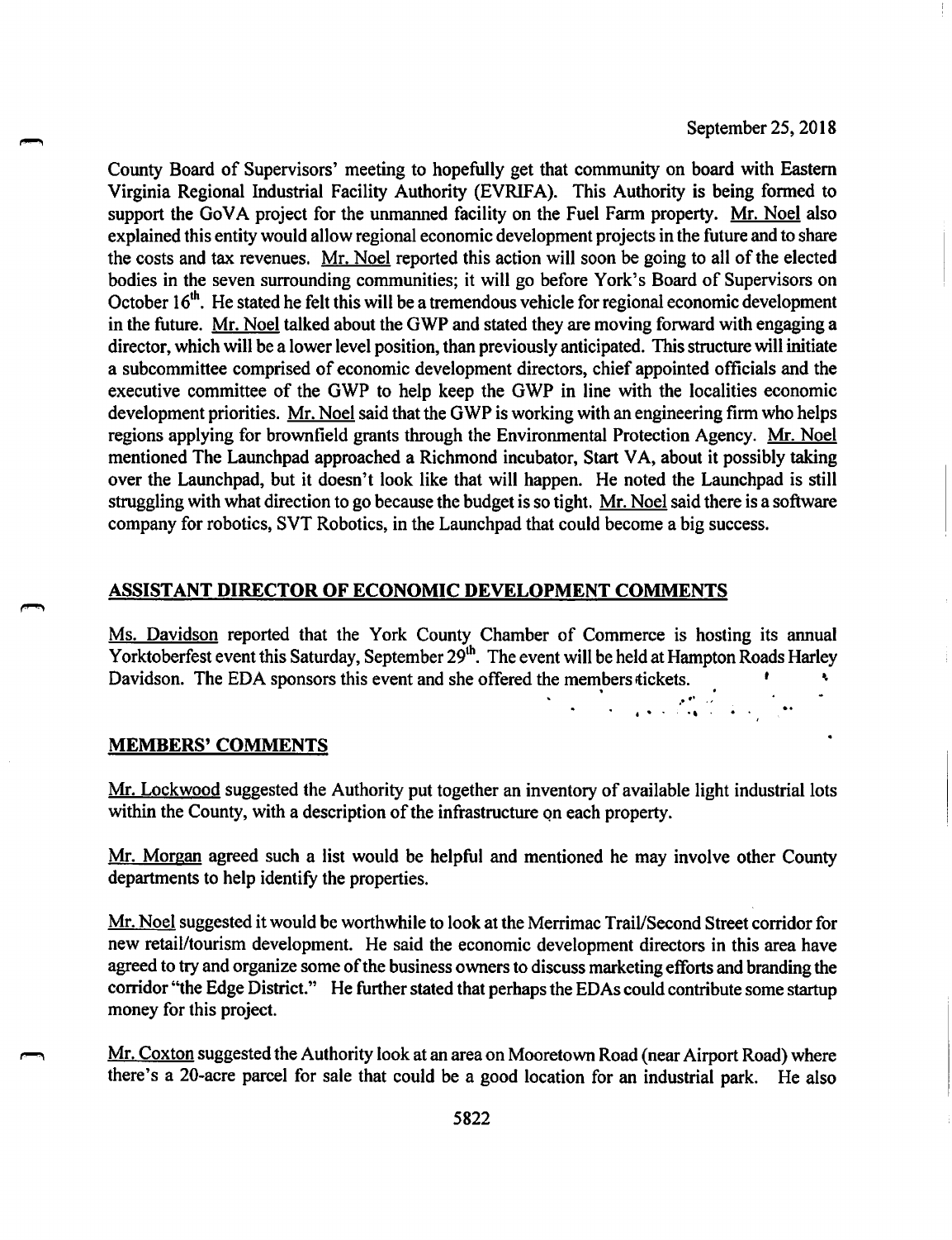County Board of Supervisors' meeting to hopefully get that community on board with Eastern Virginia Regional Industrial Facility Authority (EVRIFA). This Authority is being formed to support the GoVA project for the unmanned facility on the Fuel Farm property. Mr. Noel also explained this entity would allow regional economic development projects in the future and to share the costs and tax revenues. Mr. Noel reported this action will soon be going to all of the elected bodies in the seven surrounding communities; it will go before York's Board of Supervisors on October 16th. He stated he felt this will be a tremendous vehicle for regional economic development in the future. Mr. Noel talked about the GWP and stated they are moving forward with engaging a director, which will be a lower level position, than previously anticipated. This structure will initiate a subcommittee comprised of economic development directors, chief appointed officials and the executive committee of the GWP to help keep the GWP in line with the localities economic development priorities. Mr. Noel said that the GWP is working with an engineering firm who helps regions applying for brownfield grants through the Environmental Protection Agency. Mr. Noel mentioned The Launchpad approached a Richmond incubator, Start VA, about it possibly taking over the Launchpad, but it doesn't look like that will happen. He noted the Launchpad is still struggling with what direction to go because the budget is so tight. Mr. Noel said there is a software company for robotics, SVT Robotics, in the Launchpad that could become a big success.

## ASSISTANT DIRECTOR OF ECONOMIC DEVELOPMENT COMMENTS

Ms. Davidson reported that the York County Chamber of Commerce is hosting its annual Yorktoberfest event this Saturday, September 29th. The event will be held at Hampton Roads Harley Davidson. The EDA sponsors this event and she offered the members tickets.

## MEMBERS' COMMENTS

Mr. Lockwood suggested the Authority put together an inventory of available light industrial lots within the County, with a description of the infrastructure on each property.

Mr. Morgan agreed such a list would be helpful and mentioned he may involve other County departments to help identify the properties.

Mr. Noel suggested it would be worthwhile to look at the Merrimac Trail/Second Street corridor for new retail/tourism development. He said the economic development directors in this area have agreed to try and organize some of the business owners to discuss marketing efforts and branding the corridor "the Edge District." He further stated that perhaps the EDAs could contribute some startup money for this project.

Mr. Coxton suggested the Authority look at an area on Mooretown Road (near Airport Road) where there's a 20-acre parcel for sale that could be a good location for an industrial park. He also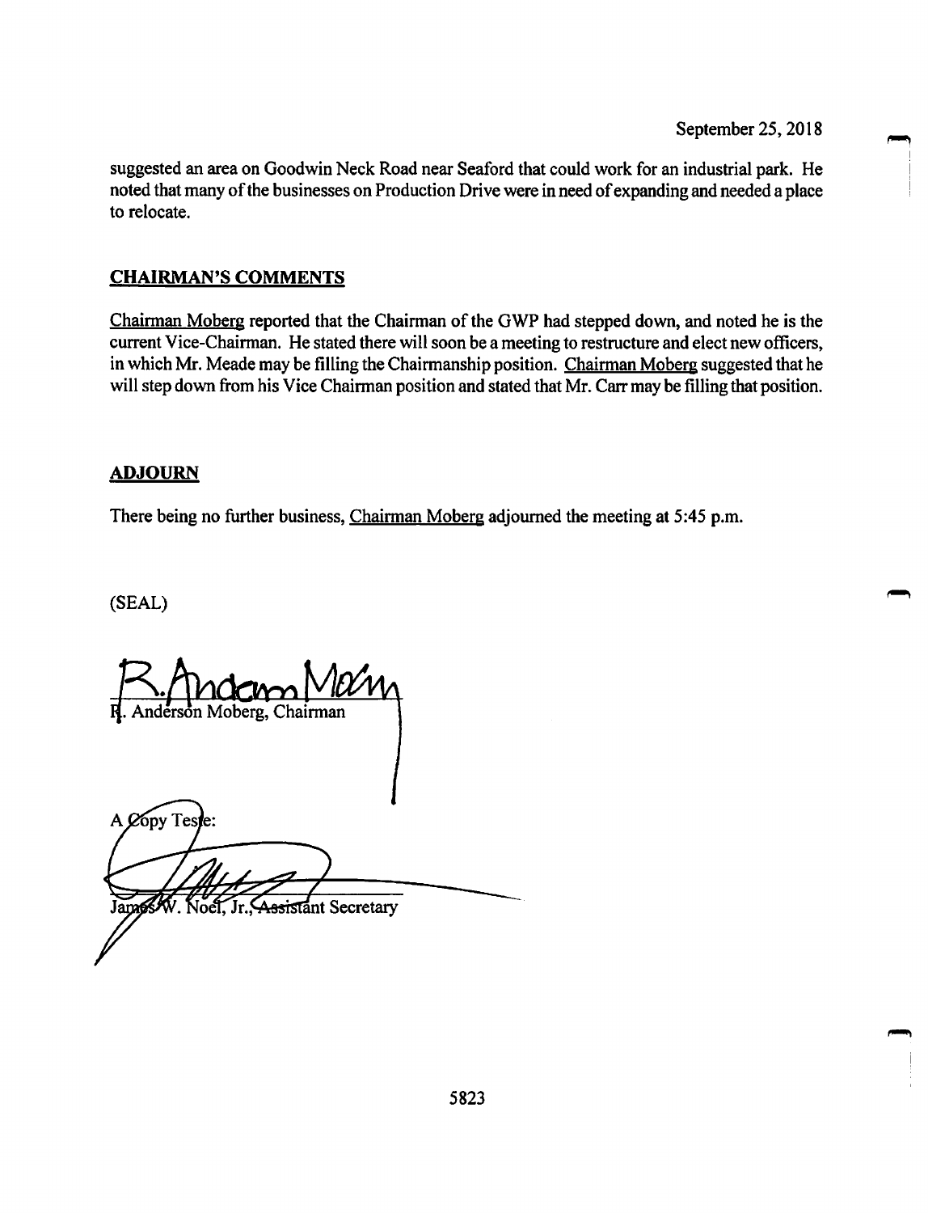September 25, 2018

suggested an area on Goodwin Neck Road near Seaford that could work for an industrial park. He noted that many of the businesses on Production Drive were in need of expanding and needed a place to relocate.

## CHAIRMAN'S COMMENTS

Chairman Moberg reported that the Chairman of the GWP had stepped down, and noted he is the current Vice-Chairman. He stated there will soon be a meeting to restructure and elect new officers, in which Mr. Meade may be filling the Chairmanship position. Chairman Moberg suggested that he will step down from his Vice Chairman position and stated that Mr. Carr may be filling that position.

## ADJOURN

There being no further business, Chairman Moberg adjourned the meeting at 5:45 p.m.

(SEAL)

R. Anderson Moberg, Chairman

A Copy Teste:

James W. Noel, Jr., Assistant Secretary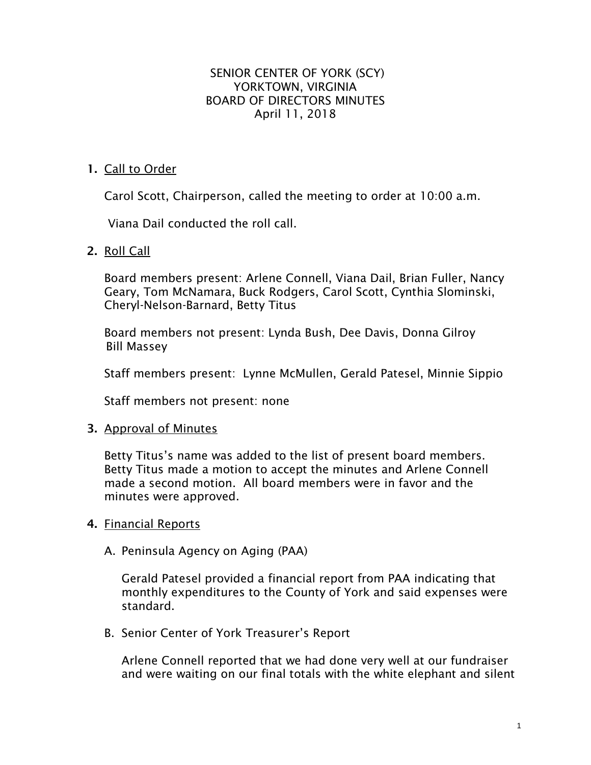SENIOR CENTER OF YORK (SCY)
YORKTOWN, VIRGINIA
BOARD OF DIRECTORS MINUTES
April 11, 2018

1. Call to Order

   Carol Scott, Chairperson, called the meeting to order at 10:00 a.m.

   Viana Dail conducted the roll call.

2. Roll Call

   Board members present: Arlene Connell, Viana Dail, Brian Fuller, Nancy Geary, Tom McNamara, Buck Rodgers, Carol Scott, Cynthia Slominski, Cheryl-Nelson-Barnard, Betty Titus

   Board members not present: Lynda Bush, Dee Davis, Donna Gilroy Bill Massey

   Staff members present: Lynne McMullen, Gerald Patesel, Minnie Sippio

   Staff members not present: none

3. Approval of Minutes

   Betty Titus's name was added to the list of present board members. Betty Titus made a motion to accept the minutes and Arlene Connell made a second motion. All board members were in favor and the minutes were approved.

4. Financial Reports

   A. Peninsula Agency on Aging (PAA)

      Gerald Patesel provided a financial report from PAA indicating that monthly expenditures to the County of York and said expenses were standard.

   B. Senior Center of York Treasurer's Report

      Arlene Connell reported that we had done very well at our fundraiser and were waiting on our final totals with the white elephant and silent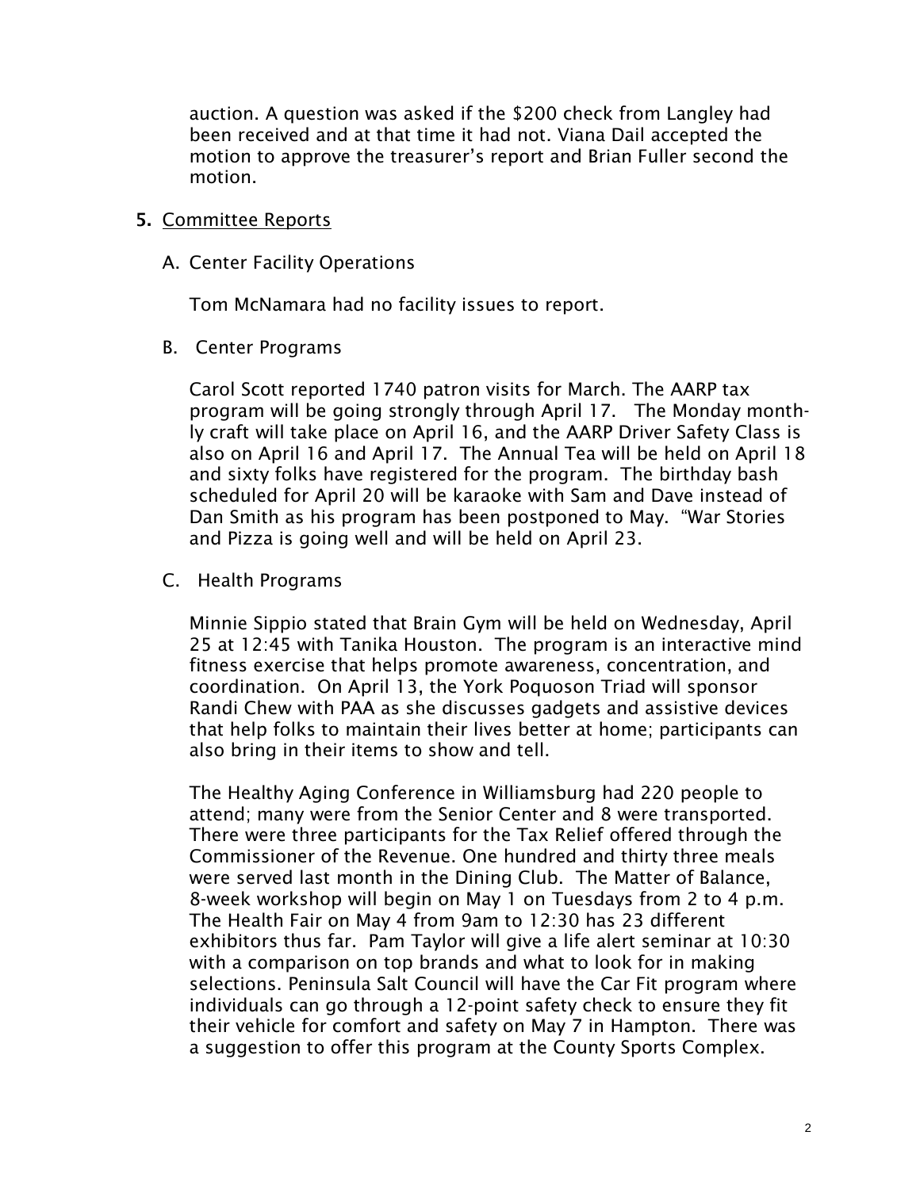auction. A question was asked if the $200 check from Langley had been received and at that time it had not. Viana Dail accepted the motion to approve the treasurer's report and Brian Fuller second the motion.

5. Committee Reports

   A. Center Facility Operations

      Tom McNamara had no facility issues to report.

   B. Center Programs

      Carol Scott reported 1740 patron visits for March. The AARP tax program will be going strongly through April 17. The Monday monthly craft will take place on April 16, and the AARP Driver Safety Class is also on April 16 and April 17. The Annual Tea will be held on April 18 and sixty folks have registered for the program. The birthday bash scheduled for April 20 will be karaoke with Sam and Dave instead of Dan Smith as his program has been postponed to May. "War Stories and Pizza is going well and will be held on April 23.

   C. Health Programs

      Minnie Sippio stated that Brain Gym will be held on Wednesday, April 25 at 12:45 with Tanika Houston. The program is an interactive mind fitness exercise that helps promote awareness, concentration, and coordination. On April 13, the York Poquoson Triad will sponsor Randi Chew with PAA as she discusses gadgets and assistive devices that help folks to maintain their lives better at home; participants can also bring in their items to show and tell.

      The Healthy Aging Conference in Williamsburg had 220 people to attend; many were from the Senior Center and 8 were transported. There were three participants for the Tax Relief offered through the Commissioner of the Revenue. One hundred and thirty three meals were served last month in the Dining Club. The Matter of Balance, 8-week workshop will begin on May 1 on Tuesdays from 2 to 4 p.m. The Health Fair on May 4 from 9am to 12:30 has 23 different exhibitors thus far. Pam Taylor will give a life alert seminar at 10:30 with a comparison on top brands and what to look for in making selections. Peninsula Salt Council will have the Car Fit program where individuals can go through a 12-point safety check to ensure they fit their vehicle for comfort and safety on May 7 in Hampton. There was a suggestion to offer this program at the County Sports Complex.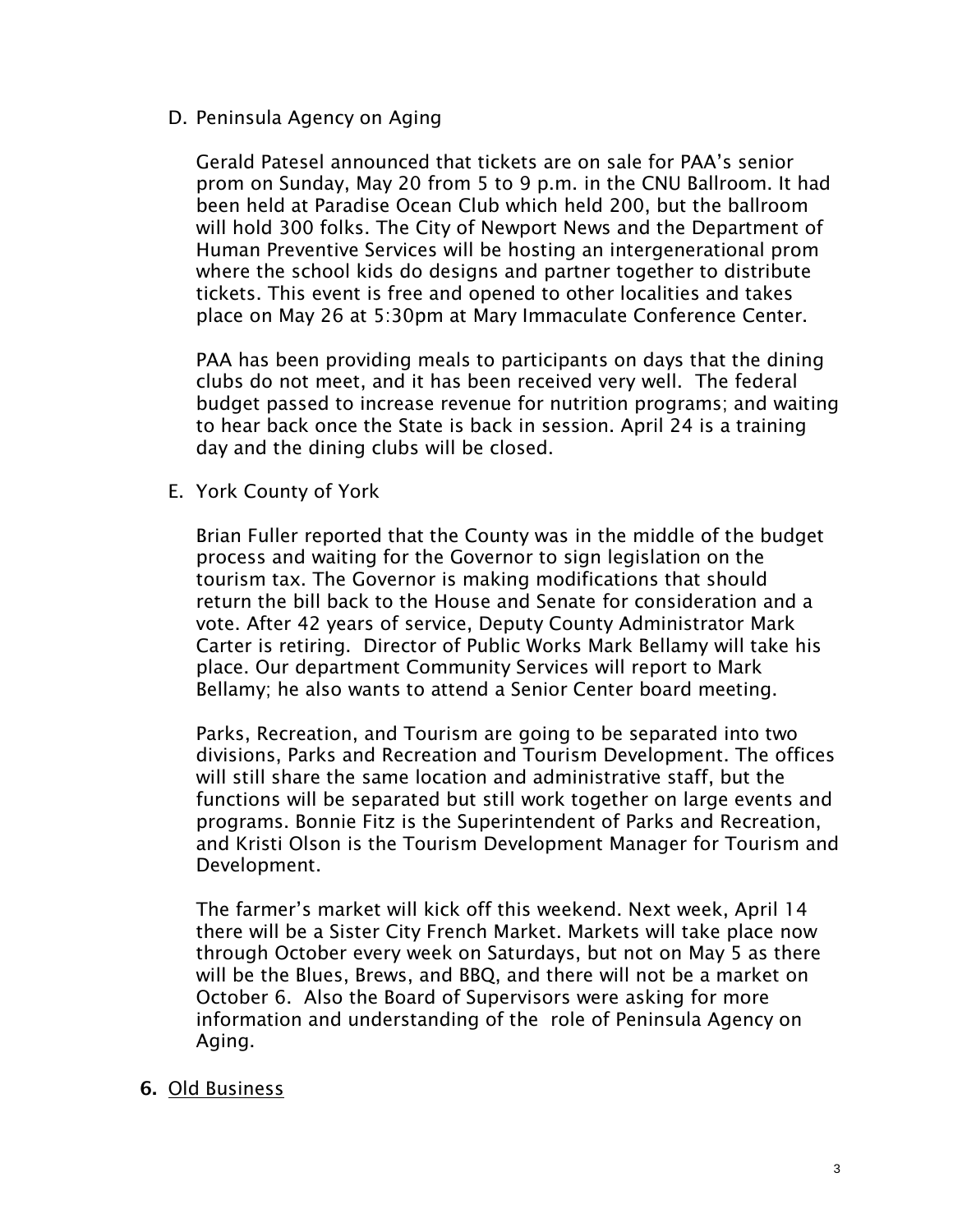D. Peninsula Agency on Aging

Gerald Patesel announced that tickets are on sale for PAA's senior prom on Sunday, May 20 from 5 to 9 p.m. in the CNU Ballroom. It had been held at Paradise Ocean Club which held 200, but the ballroom will hold 300 folks. The City of Newport News and the Department of Human Preventive Services will be hosting an intergenerational prom where the school kids do designs and partner together to distribute tickets. This event is free and opened to other localities and takes place on May 26 at 5:30pm at Mary Immaculate Conference Center.

PAA has been providing meals to participants on days that the dining clubs do not meet, and it has been received very well. The federal budget passed to increase revenue for nutrition programs; and waiting to hear back once the State is back in session. April 24 is a training day and the dining clubs will be closed.

E. York County of York

Brian Fuller reported that the County was in the middle of the budget process and waiting for the Governor to sign legislation on the tourism tax. The Governor is making modifications that should return the bill back to the House and Senate for consideration and a vote. After 42 years of service, Deputy County Administrator Mark Carter is retiring. Director of Public Works Mark Bellamy will take his place. Our department Community Services will report to Mark Bellamy; he also wants to attend a Senior Center board meeting.

Parks, Recreation, and Tourism are going to be separated into two divisions, Parks and Recreation and Tourism Development. The offices will still share the same location and administrative staff, but the functions will be separated but still work together on large events and programs. Bonnie Fitz is the Superintendent of Parks and Recreation, and Kristi Olson is the Tourism Development Manager for Tourism and Development.

The farmer's market will kick off this weekend. Next week, April 14 there will be a Sister City French Market. Markets will take place now through October every week on Saturdays, but not on May 5 as there will be the Blues, Brews, and BBQ, and there will not be a market on October 6. Also the Board of Supervisors were asking for more information and understanding of the role of Peninsula Agency on Aging.

**6.** Old Business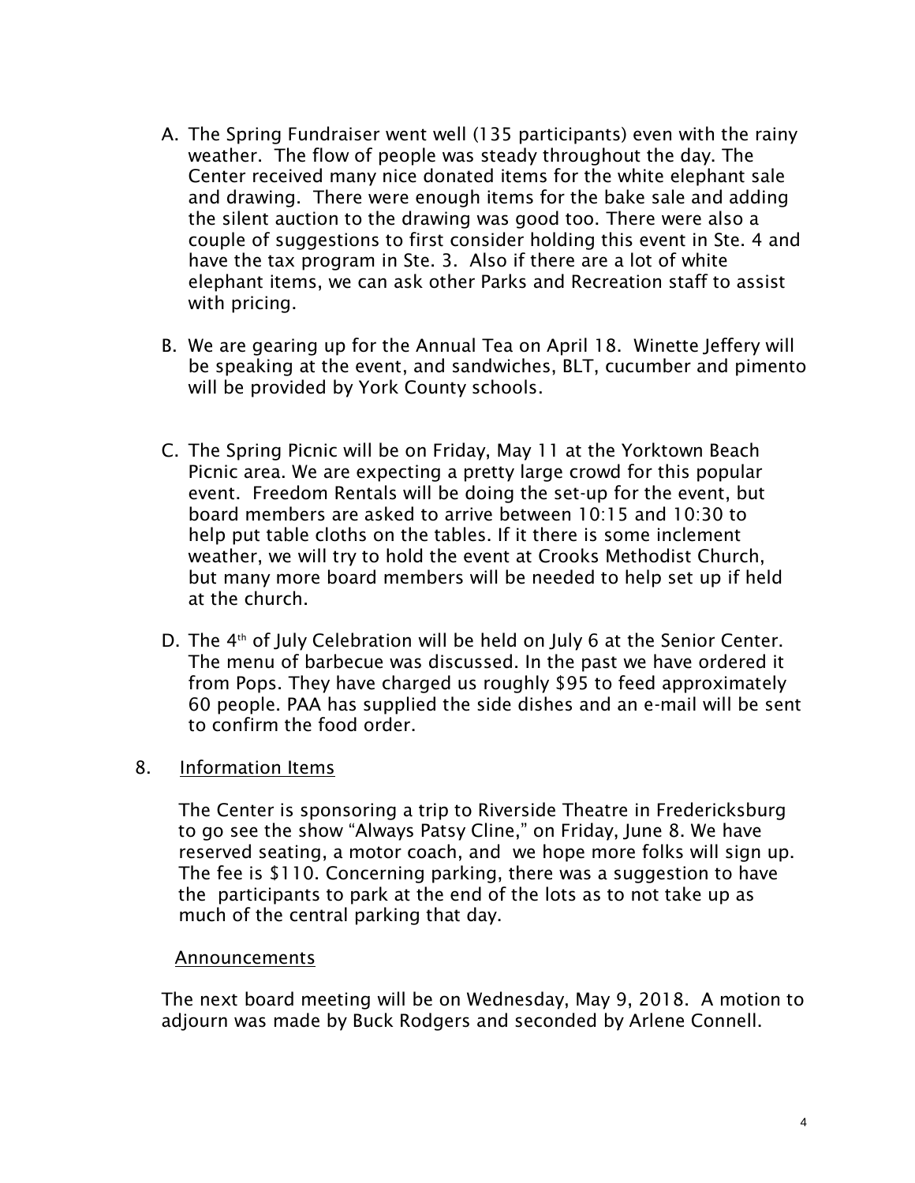A. The Spring Fundraiser went well (135 participants) even with the rainy weather. The flow of people was steady throughout the day. The Center received many nice donated items for the white elephant sale and drawing. There were enough items for the bake sale and adding the silent auction to the drawing was good too. There were also a couple of suggestions to first consider holding this event in Ste. 4 and have the tax program in Ste. 3. Also if there are a lot of white elephant items, we can ask other Parks and Recreation staff to assist with pricing.

B. We are gearing up for the Annual Tea on April 18. Winette Jeffery will be speaking at the event, and sandwiches, BLT, cucumber and pimento will be provided by York County schools.

C. The Spring Picnic will be on Friday, May 11 at the Yorktown Beach Picnic area. We are expecting a pretty large crowd for this popular event. Freedom Rentals will be doing the set-up for the event, but board members are asked to arrive between 10:15 and 10:30 to help put table cloths on the tables. If it there is some inclement weather, we will try to hold the event at Crooks Methodist Church, but many more board members will be needed to help set up if held at the church.

D. The 4th of July Celebration will be held on July 6 at the Senior Center. The menu of barbecue was discussed. In the past we have ordered it from Pops. They have charged us roughly $95 to feed approximately 60 people. PAA has supplied the side dishes and an e-mail will be sent to confirm the food order.

8. Information Items

The Center is sponsoring a trip to Riverside Theatre in Fredericksburg to go see the show "Always Patsy Cline," on Friday, June 8. We have reserved seating, a motor coach, and we hope more folks will sign up. The fee is $110. Concerning parking, there was a suggestion to have the participants to park at the end of the lots as to not take up as much of the central parking that day.

Announcements

The next board meeting will be on Wednesday, May 9, 2018. A motion to adjourn was made by Buck Rodgers and seconded by Arlene Connell.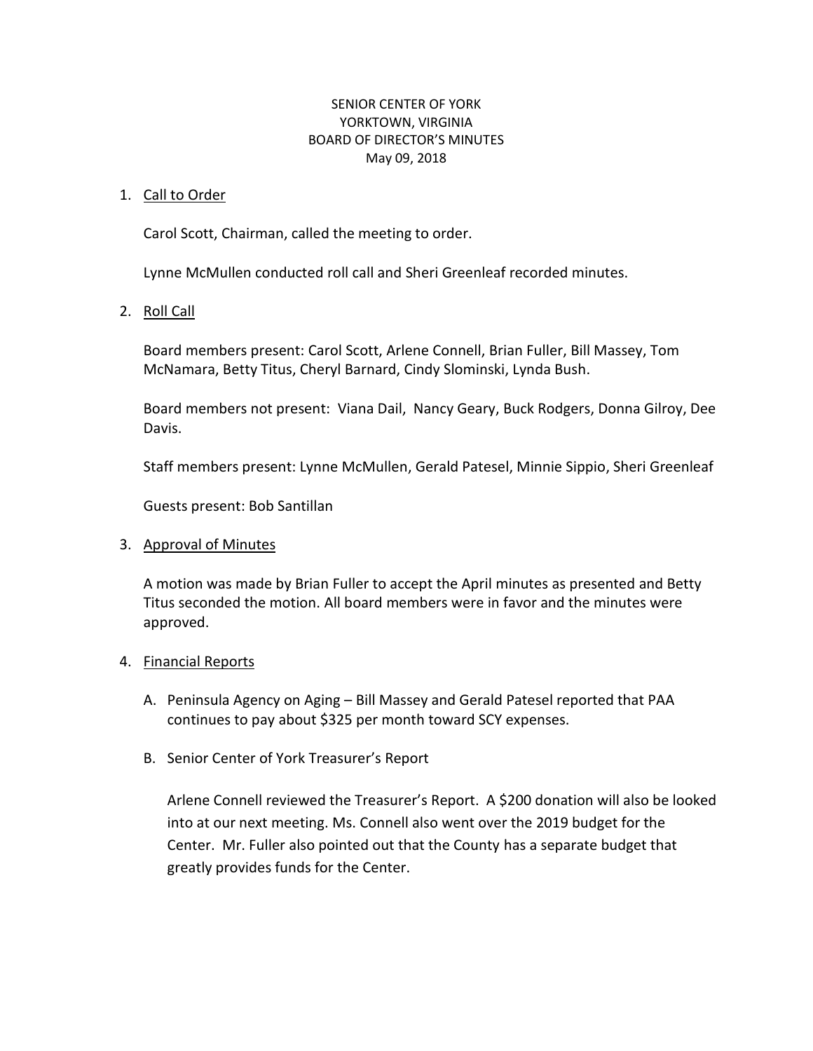SENIOR CENTER OF YORK
YORKTOWN, VIRGINIA
BOARD OF DIRECTOR'S MINUTES
May 09, 2018

1. Call to Order

   Carol Scott, Chairman, called the meeting to order.

   Lynne McMullen conducted roll call and Sheri Greenleaf recorded minutes.

2. Roll Call

   Board members present: Carol Scott, Arlene Connell, Brian Fuller, Bill Massey, Tom McNamara, Betty Titus, Cheryl Barnard, Cindy Slominski, Lynda Bush.

   Board members not present: Viana Dail, Nancy Geary, Buck Rodgers, Donna Gilroy, Dee Davis.

   Staff members present: Lynne McMullen, Gerald Patesel, Minnie Sippio, Sheri Greenleaf

   Guests present: Bob Santillan

3. Approval of Minutes

   A motion was made by Brian Fuller to accept the April minutes as presented and Betty Titus seconded the motion. All board members were in favor and the minutes were approved.

4. Financial Reports

   A. Peninsula Agency on Aging – Bill Massey and Gerald Patesel reported that PAA continues to pay about $325 per month toward SCY expenses.

   B. Senior Center of York Treasurer's Report

      Arlene Connell reviewed the Treasurer's Report. A $200 donation will also be looked into at our next meeting. Ms. Connell also went over the 2019 budget for the Center. Mr. Fuller also pointed out that the County has a separate budget that greatly provides funds for the Center.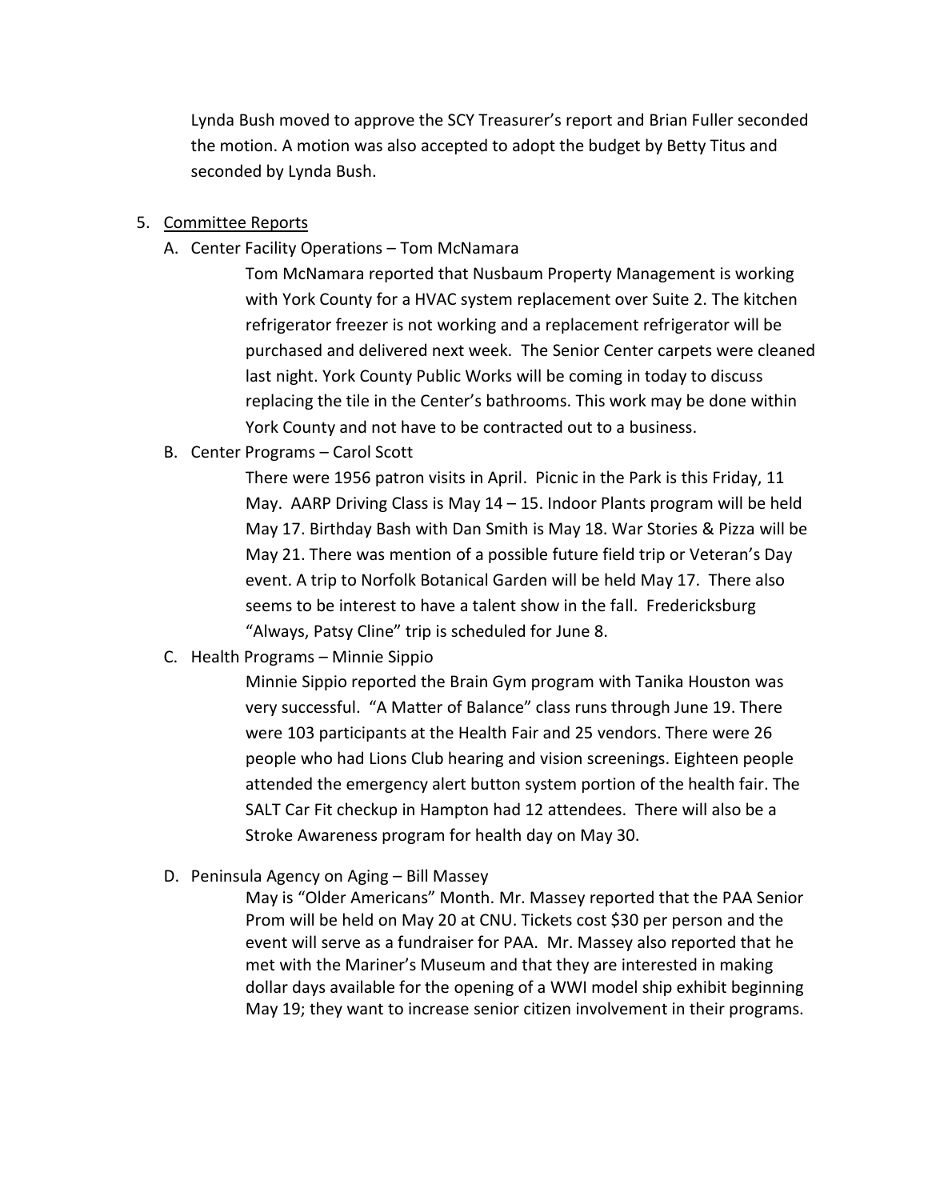Lynda Bush moved to approve the SCY Treasurer's report and Brian Fuller seconded the motion. A motion was also accepted to adopt the budget by Betty Titus and seconded by Lynda Bush.

5. <u>Committee Reports</u>

   A. Center Facility Operations – Tom McNamara

      Tom McNamara reported that Nusbaum Property Management is working with York County for a HVAC system replacement over Suite 2. The kitchen refrigerator freezer is not working and a replacement refrigerator will be purchased and delivered next week. The Senior Center carpets were cleaned last night. York County Public Works will be coming in today to discuss replacing the tile in the Center's bathrooms. This work may be done within York County and not have to be contracted out to a business.

   B. Center Programs – Carol Scott

      There were 1956 patron visits in April. Picnic in the Park is this Friday, 11 May. AARP Driving Class is May 14 – 15. Indoor Plants program will be held May 17. Birthday Bash with Dan Smith is May 18. War Stories & Pizza will be May 21. There was mention of a possible future field trip or Veteran's Day event. A trip to Norfolk Botanical Garden will be held May 17. There also seems to be interest to have a talent show in the fall. Fredericksburg "Always, Patsy Cline" trip is scheduled for June 8.

   C. Health Programs – Minnie Sippio

      Minnie Sippio reported the Brain Gym program with Tanika Houston was very successful. "A Matter of Balance" class runs through June 19. There were 103 participants at the Health Fair and 25 vendors. There were 26 people who had Lions Club hearing and vision screenings. Eighteen people attended the emergency alert button system portion of the health fair. The SALT Car Fit checkup in Hampton had 12 attendees. There will also be a Stroke Awareness program for health day on May 30.

   D. Peninsula Agency on Aging – Bill Massey

      May is "Older Americans" Month. Mr. Massey reported that the PAA Senior Prom will be held on May 20 at CNU. Tickets cost $30 per person and the event will serve as a fundraiser for PAA. Mr. Massey also reported that he met with the Mariner's Museum and that they are interested in making dollar days available for the opening of a WWI model ship exhibit beginning May 19; they want to increase senior citizen involvement in their programs.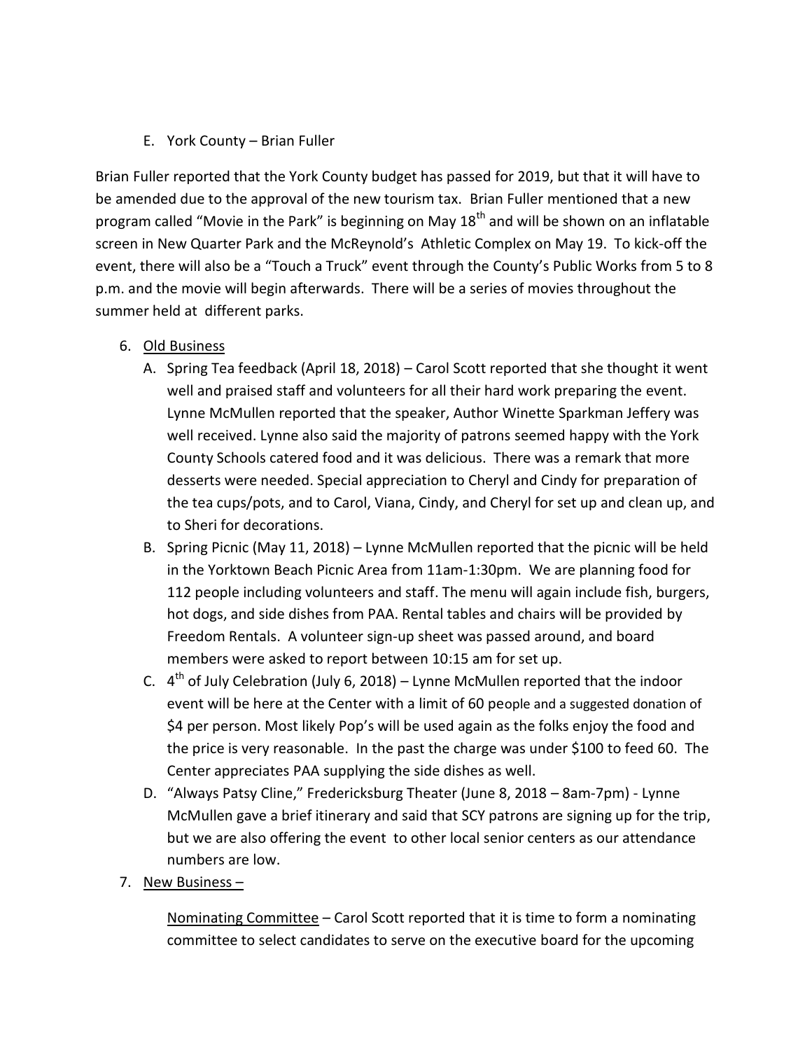E. York County – Brian Fuller

Brian Fuller reported that the York County budget has passed for 2019, but that it will have to be amended due to the approval of the new tourism tax. Brian Fuller mentioned that a new program called "Movie in the Park" is beginning on May 18th and will be shown on an inflatable screen in New Quarter Park and the McReynold's Athletic Complex on May 19. To kick-off the event, there will also be a "Touch a Truck" event through the County's Public Works from 5 to 8 p.m. and the movie will begin afterwards. There will be a series of movies throughout the summer held at different parks.

6. Old Business
   A. Spring Tea feedback (April 18, 2018) – Carol Scott reported that she thought it went well and praised staff and volunteers for all their hard work preparing the event. Lynne McMullen reported that the speaker, Author Winette Sparkman Jeffery was well received. Lynne also said the majority of patrons seemed happy with the York County Schools catered food and it was delicious. There was a remark that more desserts were needed. Special appreciation to Cheryl and Cindy for preparation of the tea cups/pots, and to Carol, Viana, Cindy, and Cheryl for set up and clean up, and to Sheri for decorations.
   B. Spring Picnic (May 11, 2018) – Lynne McMullen reported that the picnic will be held in the Yorktown Beach Picnic Area from 11am-1:30pm. We are planning food for 112 people including volunteers and staff. The menu will again include fish, burgers, hot dogs, and side dishes from PAA. Rental tables and chairs will be provided by Freedom Rentals. A volunteer sign-up sheet was passed around, and board members were asked to report between 10:15 am for set up.
   C. 4th of July Celebration (July 6, 2018) – Lynne McMullen reported that the indoor event will be here at the Center with a limit of 60 people and a suggested donation of $4 per person. Most likely Pop's will be used again as the folks enjoy the food and the price is very reasonable. In the past the charge was under $100 to feed 60. The Center appreciates PAA supplying the side dishes as well.
   D. "Always Patsy Cline," Fredericksburg Theater (June 8, 2018 – 8am-7pm) - Lynne McMullen gave a brief itinerary and said that SCY patrons are signing up for the trip, but we are also offering the event to other local senior centers as our attendance numbers are low.
7. New Business –

   Nominating Committee – Carol Scott reported that it is time to form a nominating committee to select candidates to serve on the executive board for the upcoming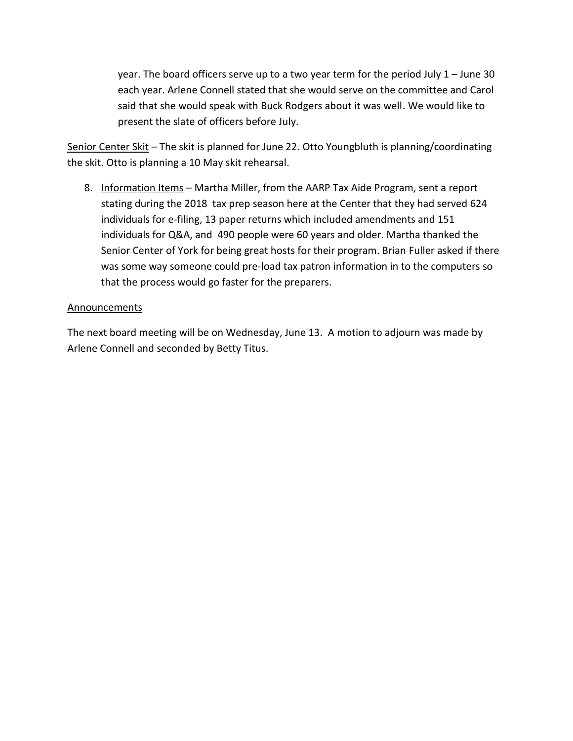year. The board officers serve up to a two year term for the period July 1 – June 30 each year. Arlene Connell stated that she would serve on the committee and Carol said that she would speak with Buck Rodgers about it was well. We would like to present the slate of officers before July.

<u>Senior Center Skit</u> – The skit is planned for June 22. Otto Youngbluth is planning/coordinating the skit. Otto is planning a 10 May skit rehearsal.

8. <u>Information Items</u> – Martha Miller, from the AARP Tax Aide Program, sent a report stating during the 2018 tax prep season here at the Center that they had served 624 individuals for e-filing, 13 paper returns which included amendments and 151 individuals for Q&A, and 490 people were 60 years and older. Martha thanked the Senior Center of York for being great hosts for their program. Brian Fuller asked if there was some way someone could pre-load tax patron information in to the computers so that the process would go faster for the preparers.

<u>Announcements</u>

The next board meeting will be on Wednesday, June 13. A motion to adjourn was made by Arlene Connell and seconded by Betty Titus.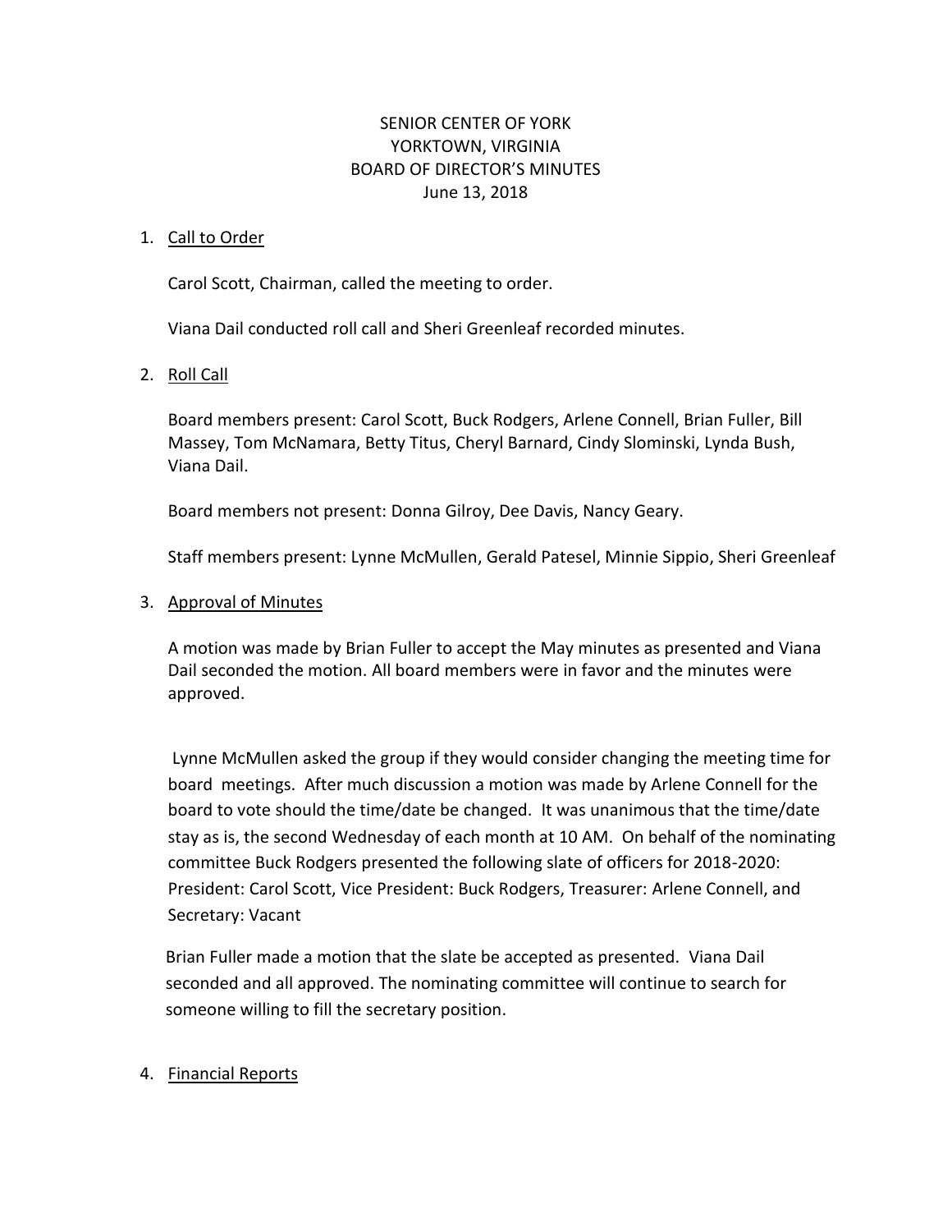SENIOR CENTER OF YORK
YORKTOWN, VIRGINIA
BOARD OF DIRECTOR'S MINUTES
June 13, 2018

1. <u>Call to Order</u>

   Carol Scott, Chairman, called the meeting to order.

   Viana Dail conducted roll call and Sheri Greenleaf recorded minutes.

2. <u>Roll Call</u>

   Board members present: Carol Scott, Buck Rodgers, Arlene Connell, Brian Fuller, Bill Massey, Tom McNamara, Betty Titus, Cheryl Barnard, Cindy Slominski, Lynda Bush, Viana Dail.

   Board members not present: Donna Gilroy, Dee Davis, Nancy Geary.

   Staff members present: Lynne McMullen, Gerald Patesel, Minnie Sippio, Sheri Greenleaf

3. <u>Approval of Minutes</u>

   A motion was made by Brian Fuller to accept the May minutes as presented and Viana Dail seconded the motion. All board members were in favor and the minutes were approved.

   Lynne McMullen asked the group if they would consider changing the meeting time for board meetings. After much discussion a motion was made by Arlene Connell for the board to vote should the time/date be changed. It was unanimous that the time/date stay as is, the second Wednesday of each month at 10 AM. On behalf of the nominating committee Buck Rodgers presented the following slate of officers for 2018-2020: President: Carol Scott, Vice President: Buck Rodgers, Treasurer: Arlene Connell, and Secretary: Vacant

   Brian Fuller made a motion that the slate be accepted as presented. Viana Dail seconded and all approved. The nominating committee will continue to search for someone willing to fill the secretary position.

4. <u>Financial Reports</u>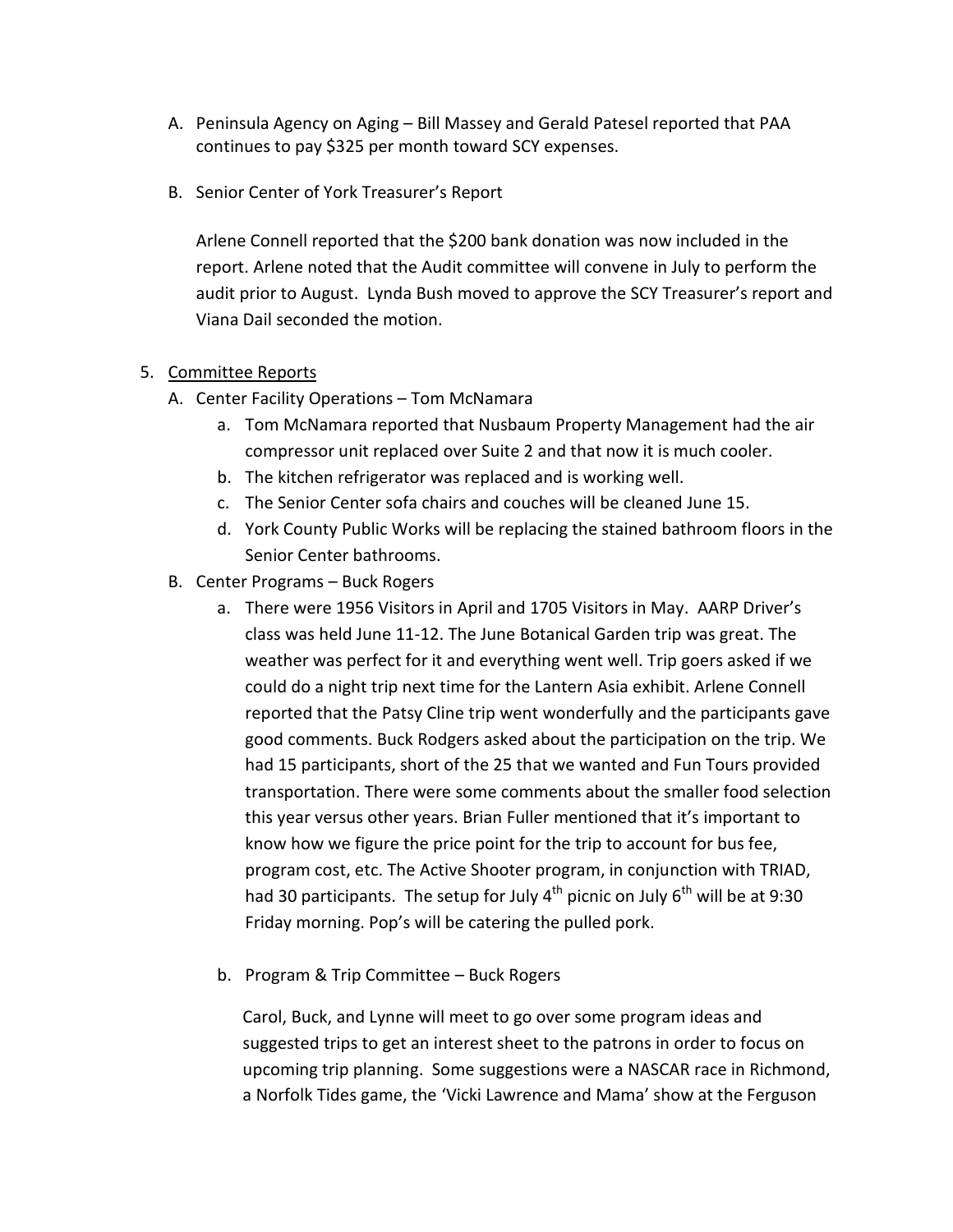A. Peninsula Agency on Aging – Bill Massey and Gerald Patesel reported that PAA continues to pay $325 per month toward SCY expenses.

B. Senior Center of York Treasurer's Report

   Arlene Connell reported that the $200 bank donation was now included in the report. Arlene noted that the Audit committee will convene in July to perform the audit prior to August. Lynda Bush moved to approve the SCY Treasurer's report and Viana Dail seconded the motion.

5. Committee Reports
   A. Center Facility Operations – Tom McNamara
      a. Tom McNamara reported that Nusbaum Property Management had the air compressor unit replaced over Suite 2 and that now it is much cooler.
      b. The kitchen refrigerator was replaced and is working well.
      c. The Senior Center sofa chairs and couches will be cleaned June 15.
      d. York County Public Works will be replacing the stained bathroom floors in the Senior Center bathrooms.
   B. Center Programs – Buck Rogers
      a. There were 1956 Visitors in April and 1705 Visitors in May. AARP Driver's class was held June 11-12. The June Botanical Garden trip was great. The weather was perfect for it and everything went well. Trip goers asked if we could do a night trip next time for the Lantern Asia exhibit. Arlene Connell reported that the Patsy Cline trip went wonderfully and the participants gave good comments. Buck Rodgers asked about the participation on the trip. We had 15 participants, short of the 25 that we wanted and Fun Tours provided transportation. There were some comments about the smaller food selection this year versus other years. Brian Fuller mentioned that it's important to know how we figure the price point for the trip to account for bus fee, program cost, etc. The Active Shooter program, in conjunction with TRIAD, had 30 participants. The setup for July 4th picnic on July 6th will be at 9:30 Friday morning. Pop's will be catering the pulled pork.

      b. Program & Trip Committee – Buck Rogers

         Carol, Buck, and Lynne will meet to go over some program ideas and suggested trips to get an interest sheet to the patrons in order to focus on upcoming trip planning. Some suggestions were a NASCAR race in Richmond, a Norfolk Tides game, the 'Vicki Lawrence and Mama' show at the Ferguson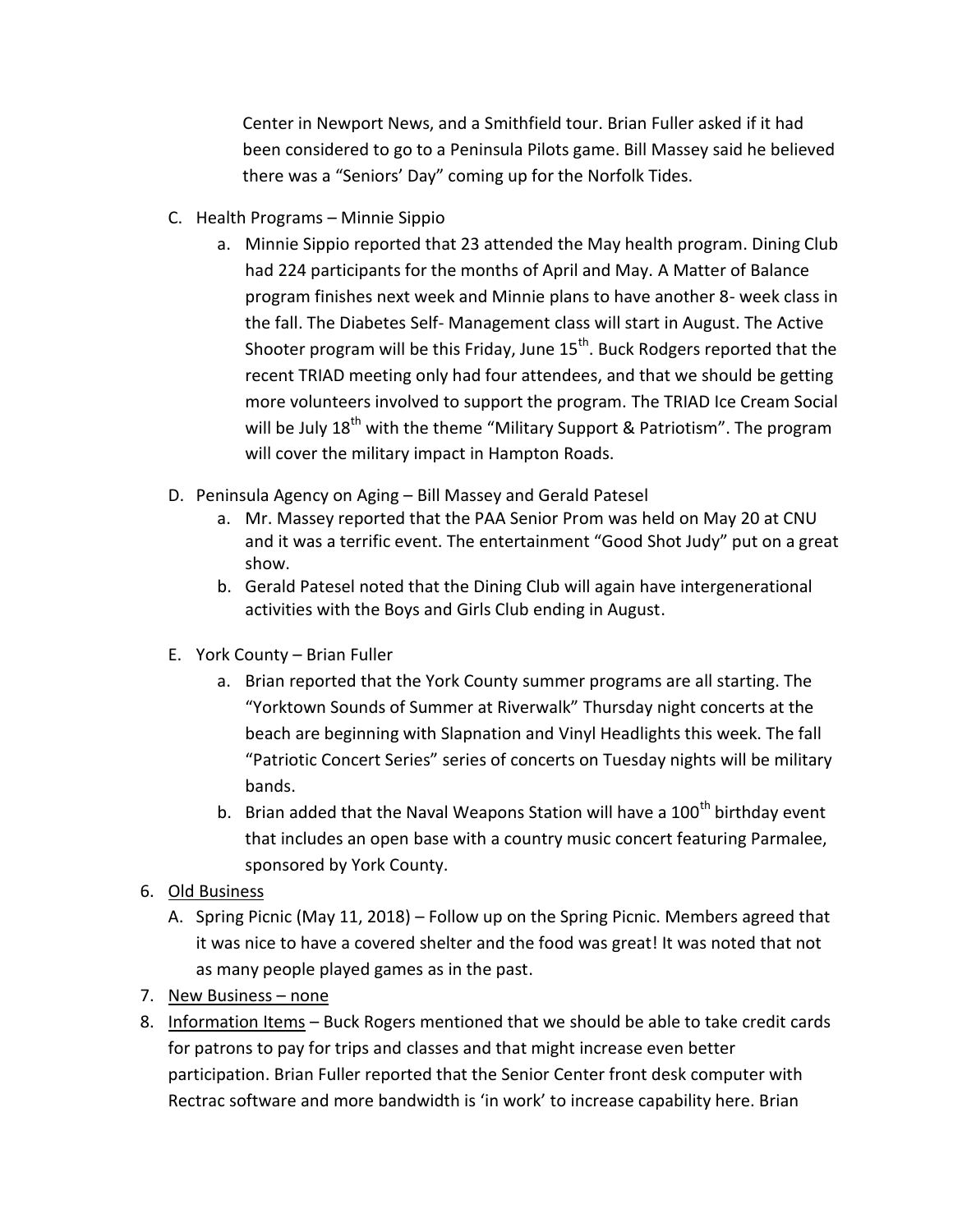Center in Newport News, and a Smithfield tour. Brian Fuller asked if it had been considered to go to a Peninsula Pilots game. Bill Massey said he believed there was a "Seniors' Day" coming up for the Norfolk Tides.

C. Health Programs – Minnie Sippio
   a. Minnie Sippio reported that 23 attended the May health program. Dining Club had 224 participants for the months of April and May. A Matter of Balance program finishes next week and Minnie plans to have another 8- week class in the fall. The Diabetes Self- Management class will start in August. The Active Shooter program will be this Friday, June 15th. Buck Rodgers reported that the recent TRIAD meeting only had four attendees, and that we should be getting more volunteers involved to support the program. The TRIAD Ice Cream Social will be July 18th with the theme "Military Support & Patriotism". The program will cover the military impact in Hampton Roads.

D. Peninsula Agency on Aging – Bill Massey and Gerald Patesel
   a. Mr. Massey reported that the PAA Senior Prom was held on May 20 at CNU and it was a terrific event. The entertainment "Good Shot Judy" put on a great show.
   b. Gerald Patesel noted that the Dining Club will again have intergenerational activities with the Boys and Girls Club ending in August.

E. York County – Brian Fuller
   a. Brian reported that the York County summer programs are all starting. The "Yorktown Sounds of Summer at Riverwalk" Thursday night concerts at the beach are beginning with Slapnation and Vinyl Headlights this week. The fall "Patriotic Concert Series" series of concerts on Tuesday nights will be military bands.
   b. Brian added that the Naval Weapons Station will have a 100th birthday event that includes an open base with a country music concert featuring Parmalee, sponsored by York County.

6. Old Business
   A. Spring Picnic (May 11, 2018) – Follow up on the Spring Picnic. Members agreed that it was nice to have a covered shelter and the food was great! It was noted that not as many people played games as in the past.
7. New Business – none
8. Information Items – Buck Rogers mentioned that we should be able to take credit cards for patrons to pay for trips and classes and that might increase even better participation. Brian Fuller reported that the Senior Center front desk computer with Rectrac software and more bandwidth is 'in work' to increase capability here. Brian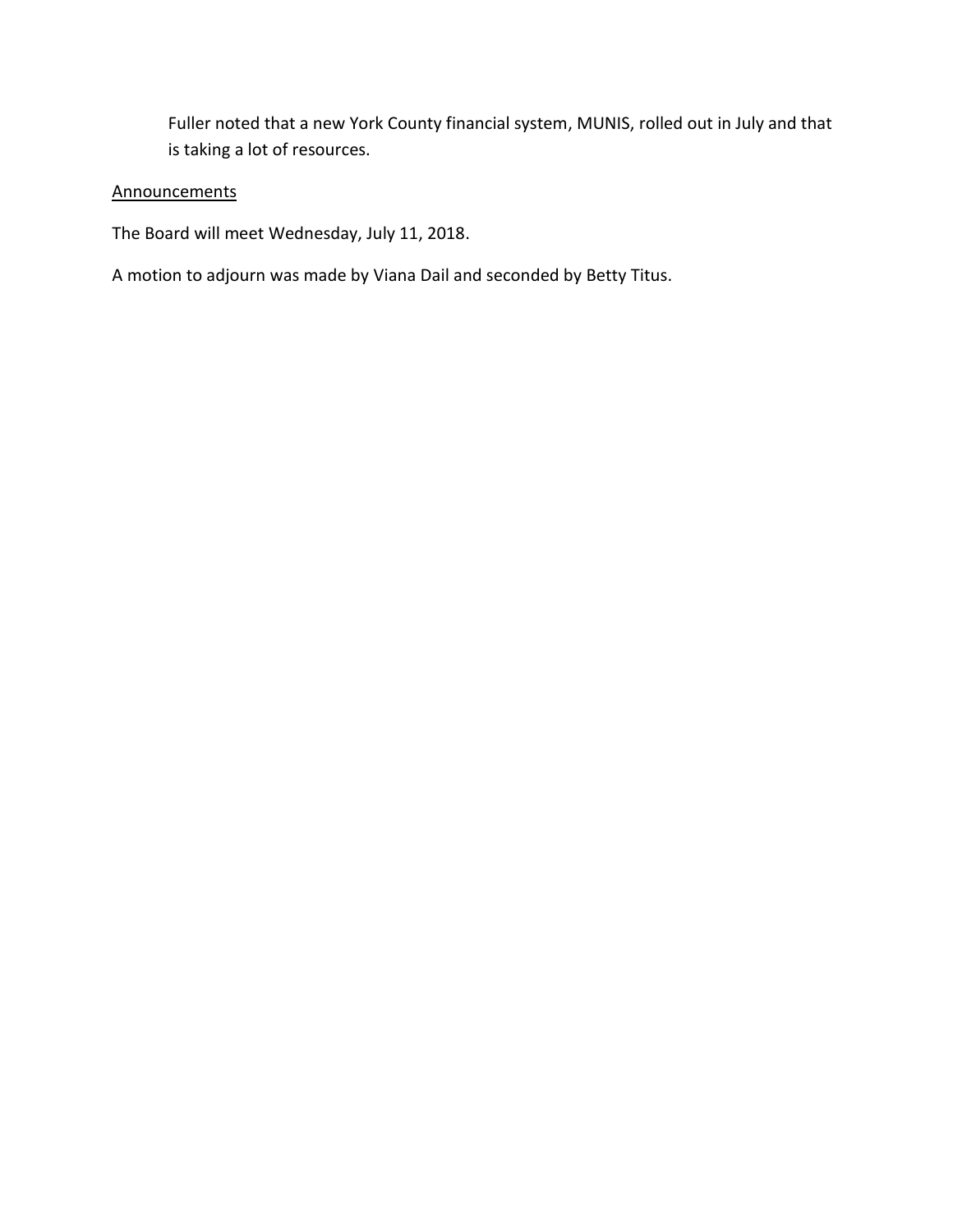Fuller noted that a new York County financial system, MUNIS, rolled out in July and that is taking a lot of resources.

Announcements

The Board will meet Wednesday, July 11, 2018.

A motion to adjourn was made by Viana Dail and seconded by Betty Titus.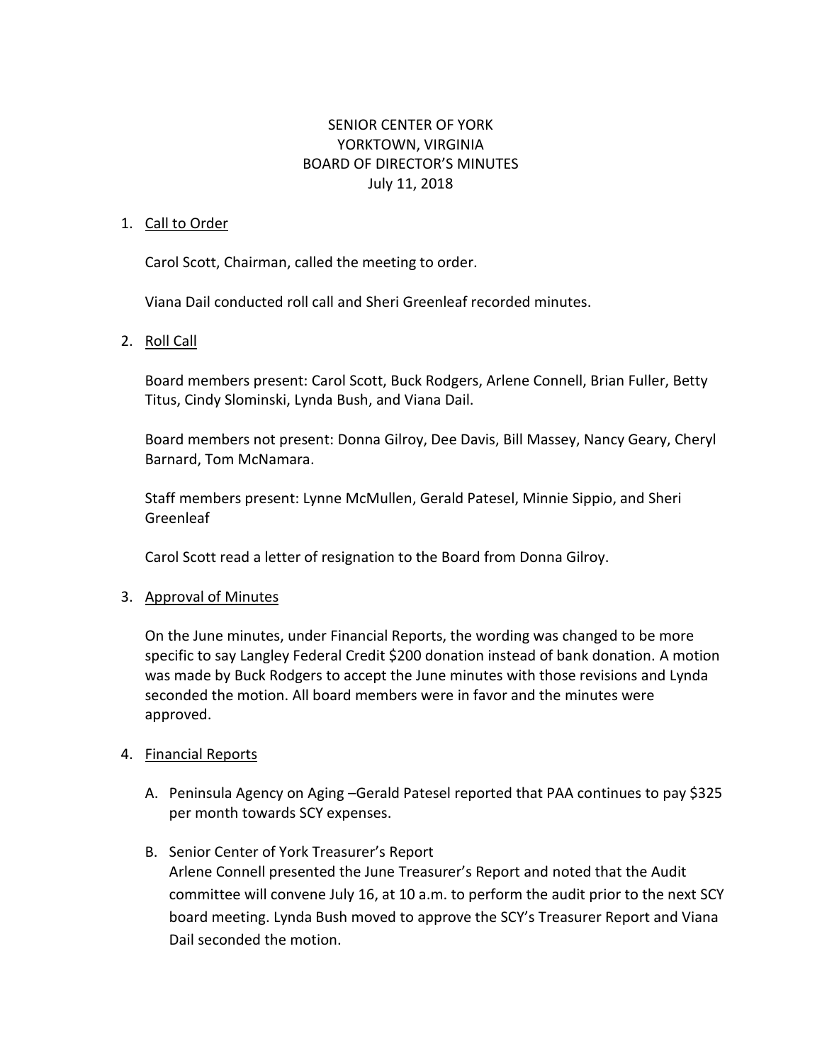# SENIOR CENTER OF YORK
# YORKTOWN, VIRGINIA
# BOARD OF DIRECTOR'S MINUTES
# July 11, 2018

1. Call to Order

   Carol Scott, Chairman, called the meeting to order.

   Viana Dail conducted roll call and Sheri Greenleaf recorded minutes.

2. Roll Call

   Board members present: Carol Scott, Buck Rodgers, Arlene Connell, Brian Fuller, Betty Titus, Cindy Slominski, Lynda Bush, and Viana Dail.

   Board members not present: Donna Gilroy, Dee Davis, Bill Massey, Nancy Geary, Cheryl Barnard, Tom McNamara.

   Staff members present: Lynne McMullen, Gerald Patesel, Minnie Sippio, and Sheri Greenleaf

   Carol Scott read a letter of resignation to the Board from Donna Gilroy.

3. Approval of Minutes

   On the June minutes, under Financial Reports, the wording was changed to be more specific to say Langley Federal Credit $200 donation instead of bank donation. A motion was made by Buck Rodgers to accept the June minutes with those revisions and Lynda seconded the motion. All board members were in favor and the minutes were approved.

4. Financial Reports

   A. Peninsula Agency on Aging –Gerald Patesel reported that PAA continues to pay $325 per month towards SCY expenses.

   B. Senior Center of York Treasurer's Report
      Arlene Connell presented the June Treasurer's Report and noted that the Audit committee will convene July 16, at 10 a.m. to perform the audit prior to the next SCY board meeting. Lynda Bush moved to approve the SCY's Treasurer Report and Viana Dail seconded the motion.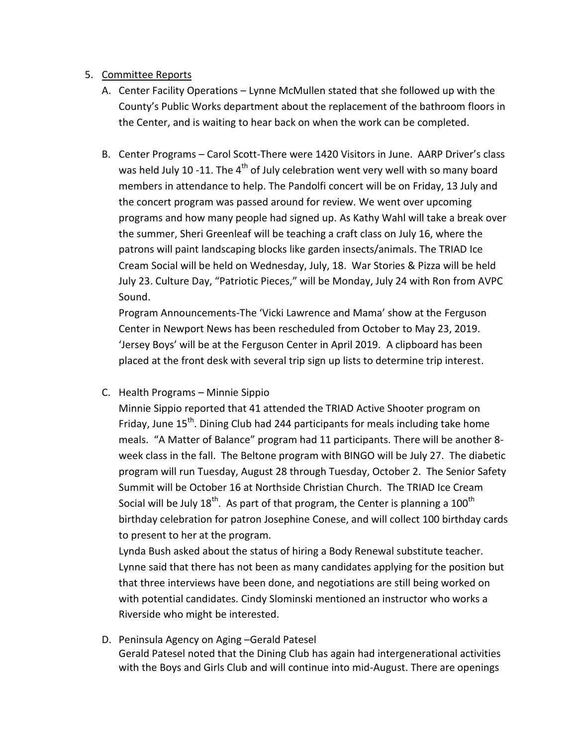5. Committee Reports

   A. Center Facility Operations – Lynne McMullen stated that she followed up with the County's Public Works department about the replacement of the bathroom floors in the Center, and is waiting to hear back on when the work can be completed.

   B. Center Programs – Carol Scott-There were 1420 Visitors in June. AARP Driver's class was held July 10 -11. The 4th of July celebration went very well with so many board members in attendance to help. The Pandolfi concert will be on Friday, 13 July and the concert program was passed around for review. We went over upcoming programs and how many people had signed up. As Kathy Wahl will take a break over the summer, Sheri Greenleaf will be teaching a craft class on July 16, where the patrons will paint landscaping blocks like garden insects/animals. The TRIAD Ice Cream Social will be held on Wednesday, July, 18. War Stories & Pizza will be held July 23. Culture Day, "Patriotic Pieces," will be Monday, July 24 with Ron from AVPC Sound.

      Program Announcements-The 'Vicki Lawrence and Mama' show at the Ferguson Center in Newport News has been rescheduled from October to May 23, 2019. 'Jersey Boys' will be at the Ferguson Center in April 2019. A clipboard has been placed at the front desk with several trip sign up lists to determine trip interest.

   C. Health Programs – Minnie Sippio

      Minnie Sippio reported that 41 attended the TRIAD Active Shooter program on Friday, June 15th. Dining Club had 244 participants for meals including take home meals. "A Matter of Balance" program had 11 participants. There will be another 8-week class in the fall. The Beltone program with BINGO will be July 27. The diabetic program will run Tuesday, August 28 through Tuesday, October 2. The Senior Safety Summit will be October 16 at Northside Christian Church. The TRIAD Ice Cream Social will be July 18th. As part of that program, the Center is planning a 100th birthday celebration for patron Josephine Conese, and will collect 100 birthday cards to present to her at the program.

      Lynda Bush asked about the status of hiring a Body Renewal substitute teacher. Lynne said that there has not been as many candidates applying for the position but that three interviews have been done, and negotiations are still being worked on with potential candidates. Cindy Slominski mentioned an instructor who works a Riverside who might be interested.

   D. Peninsula Agency on Aging –Gerald Patesel

      Gerald Patesel noted that the Dining Club has again had intergenerational activities with the Boys and Girls Club and will continue into mid-August. There are openings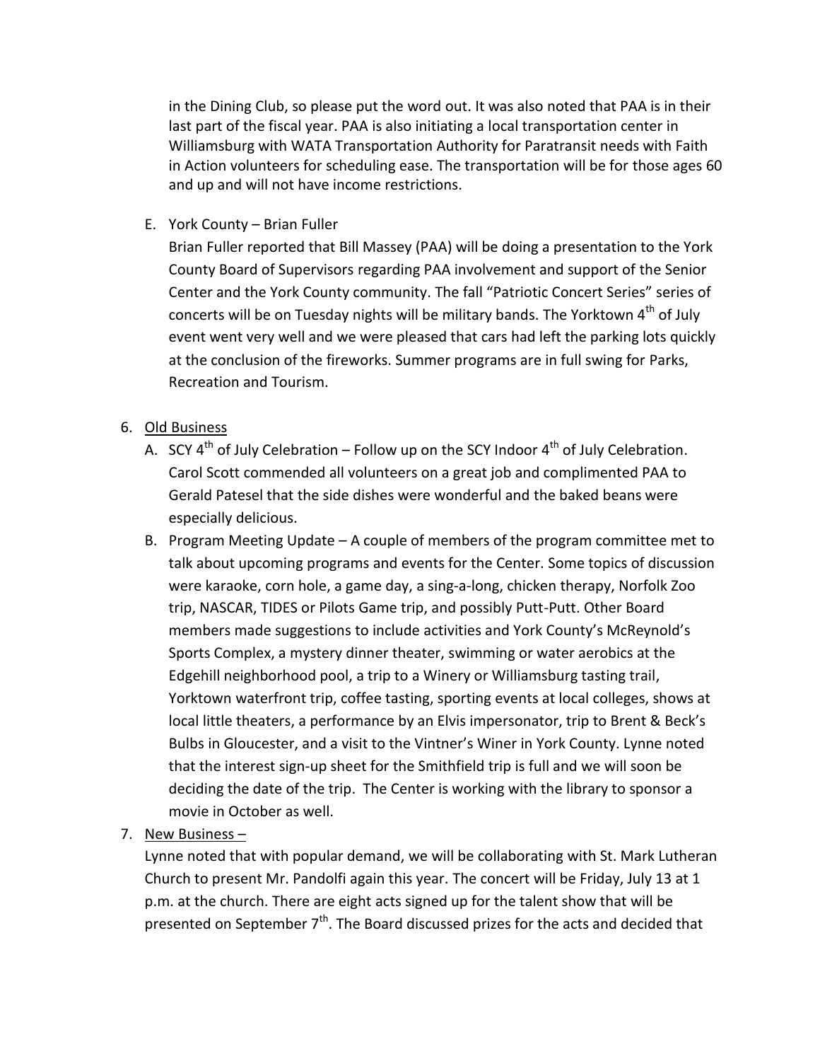in the Dining Club, so please put the word out. It was also noted that PAA is in their last part of the fiscal year. PAA is also initiating a local transportation center in Williamsburg with WATA Transportation Authority for Paratransit needs with Faith in Action volunteers for scheduling ease. The transportation will be for those ages 60 and up and will not have income restrictions.

E. York County – Brian Fuller

Brian Fuller reported that Bill Massey (PAA) will be doing a presentation to the York County Board of Supervisors regarding PAA involvement and support of the Senior Center and the York County community. The fall "Patriotic Concert Series" series of concerts will be on Tuesday nights will be military bands. The Yorktown 4th of July event went very well and we were pleased that cars had left the parking lots quickly at the conclusion of the fireworks. Summer programs are in full swing for Parks, Recreation and Tourism.

6. Old Business
   A. SCY 4th of July Celebration – Follow up on the SCY Indoor 4th of July Celebration. Carol Scott commended all volunteers on a great job and complimented PAA to Gerald Patesel that the side dishes were wonderful and the baked beans were especially delicious.
   B. Program Meeting Update – A couple of members of the program committee met to talk about upcoming programs and events for the Center. Some topics of discussion were karaoke, corn hole, a game day, a sing-a-long, chicken therapy, Norfolk Zoo trip, NASCAR, TIDES or Pilots Game trip, and possibly Putt-Putt. Other Board members made suggestions to include activities and York County's McReynold's Sports Complex, a mystery dinner theater, swimming or water aerobics at the Edgehill neighborhood pool, a trip to a Winery or Williamsburg tasting trail, Yorktown waterfront trip, coffee tasting, sporting events at local colleges, shows at local little theaters, a performance by an Elvis impersonator, trip to Brent & Beck's Bulbs in Gloucester, and a visit to the Vintner's Winer in York County. Lynne noted that the interest sign-up sheet for the Smithfield trip is full and we will soon be deciding the date of the trip. The Center is working with the library to sponsor a movie in October as well.
7. New Business –

   Lynne noted that with popular demand, we will be collaborating with St. Mark Lutheran Church to present Mr. Pandolfi again this year. The concert will be Friday, July 13 at 1 p.m. at the church. There are eight acts signed up for the talent show that will be presented on September 7th. The Board discussed prizes for the acts and decided that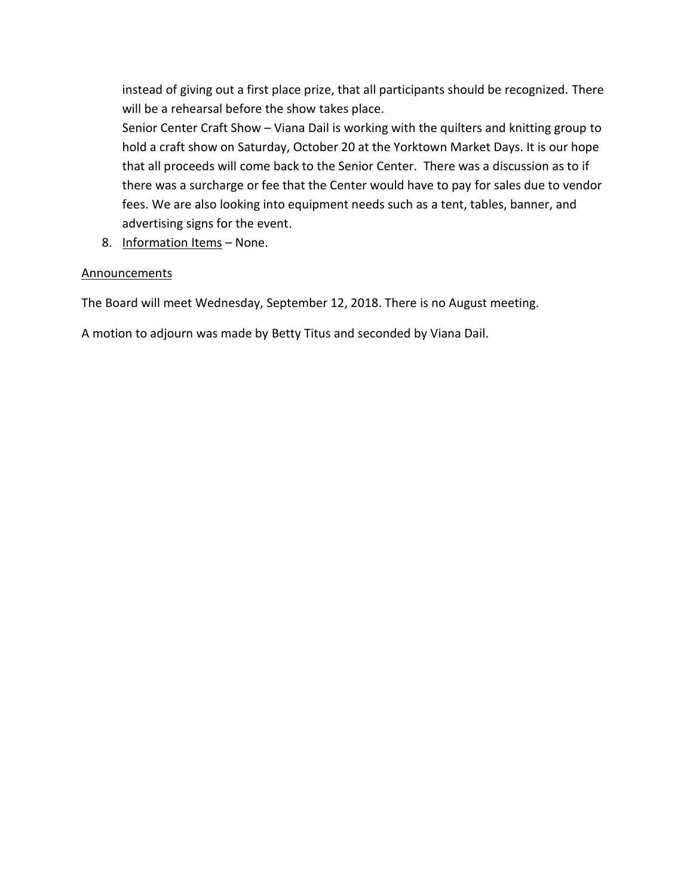instead of giving out a first place prize, that all participants should be recognized. There will be a rehearsal before the show takes place.

Senior Center Craft Show – Viana Dail is working with the quilters and knitting group to hold a craft show on Saturday, October 20 at the Yorktown Market Days. It is our hope that all proceeds will come back to the Senior Center. There was a discussion as to if there was a surcharge or fee that the Center would have to pay for sales due to vendor fees. We are also looking into equipment needs such as a tent, tables, banner, and advertising signs for the event.

8. Information Items – None.

Announcements

The Board will meet Wednesday, September 12, 2018. There is no August meeting.

A motion to adjourn was made by Betty Titus and seconded by Viana Dail.